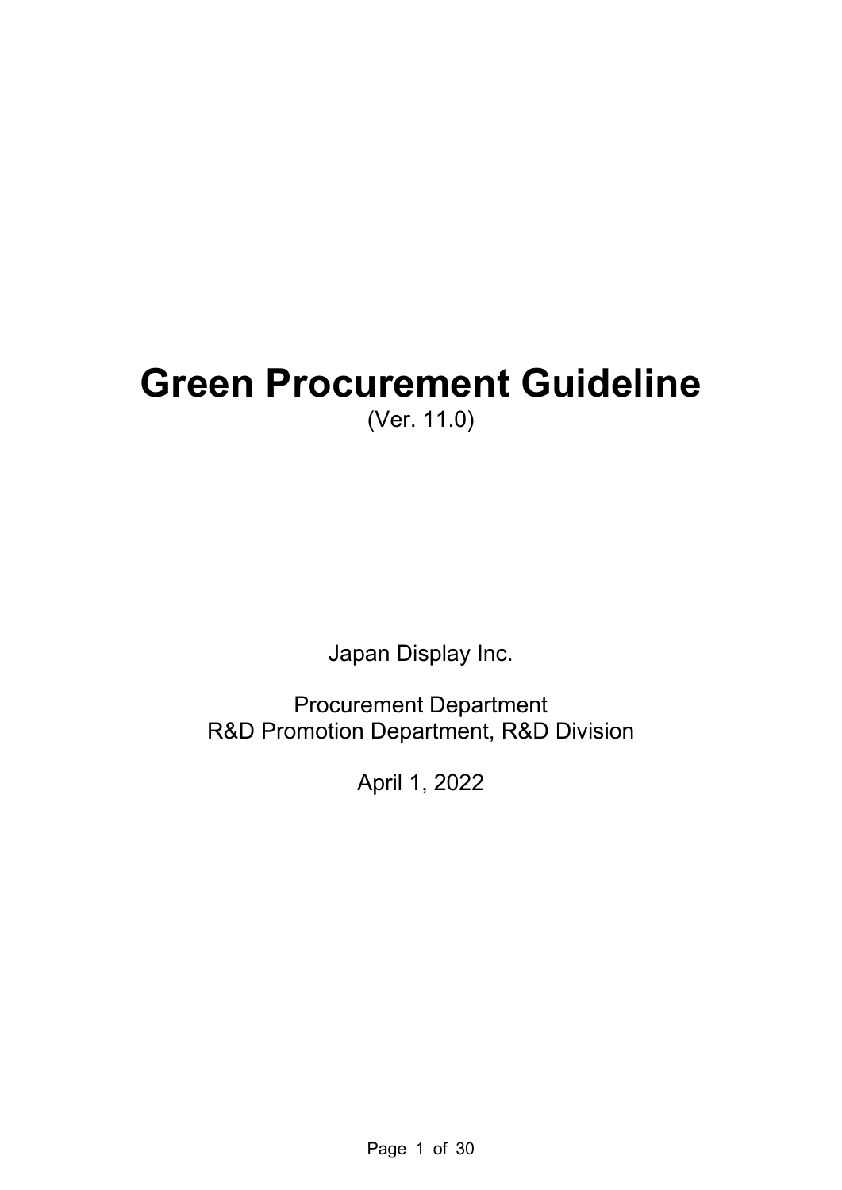# Green Procurement Guideline

(Ver. 11.0)

Japan Display Inc.

Procurement Department
R&D Promotion Department, R&D Division

April 1, 2022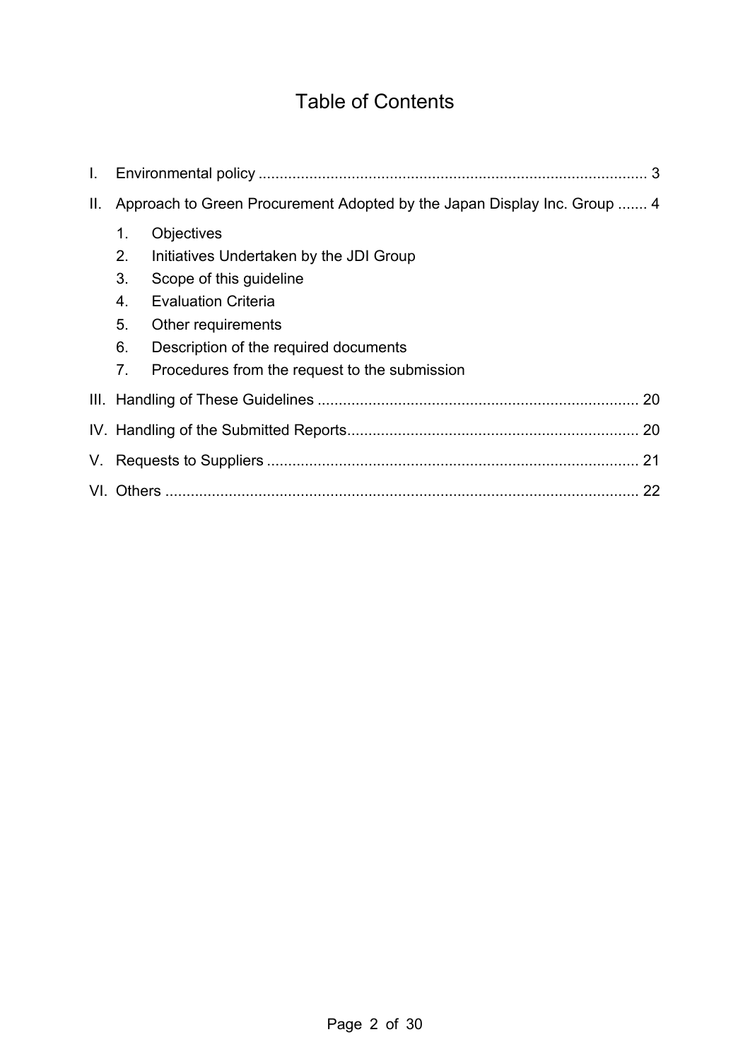# Table of Contents

I. Environmental policy ........................................................................................... 3

II. Approach to Green Procurement Adopted by the Japan Display Inc. Group ....... 4

1. Objectives
2. Initiatives Undertaken by the JDI Group
3. Scope of this guideline
4. Evaluation Criteria
5. Other requirements
6. Description of the required documents
7. Procedures from the request to the submission

III. Handling of These Guidelines ........................................................................... 20

IV. Handling of the Submitted Reports.................................................................... 20

V. Requests to Suppliers ....................................................................................... 21

VI. Others ............................................................................................................... 22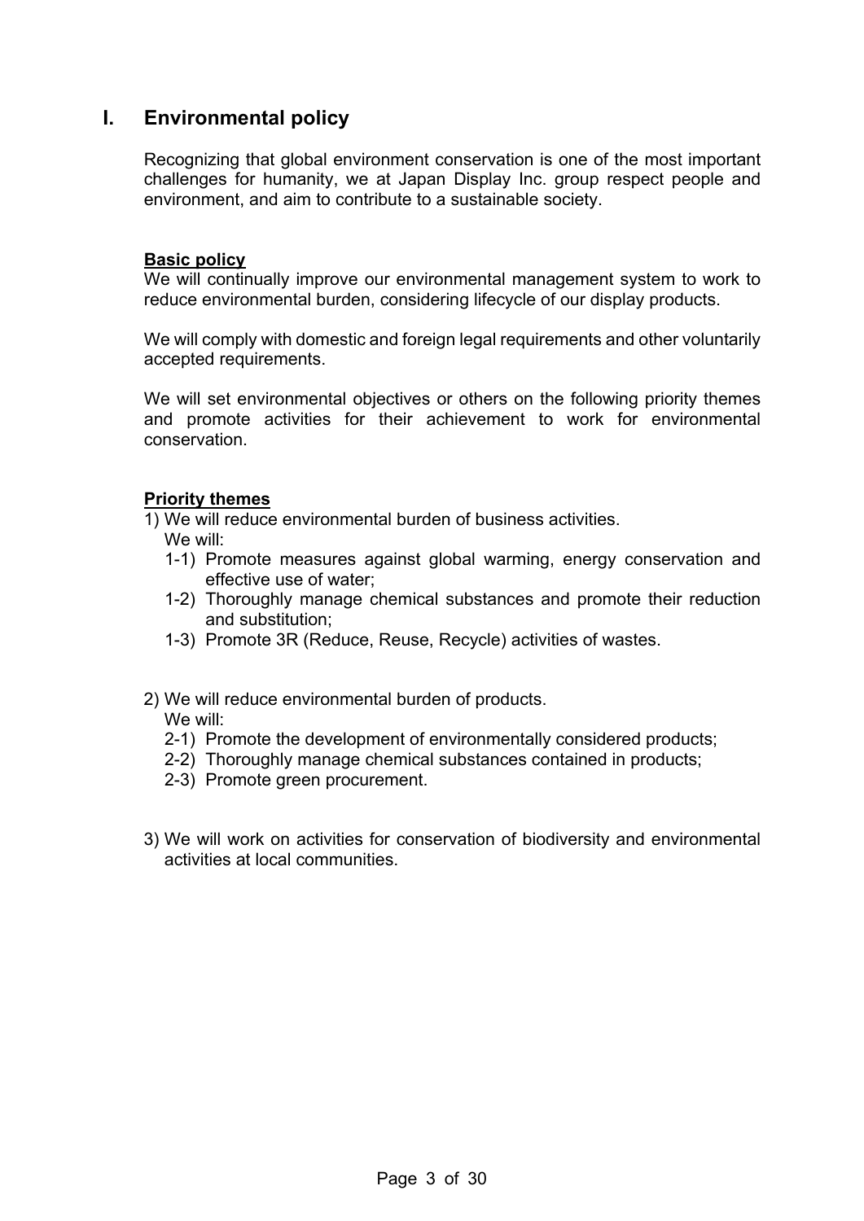# I. Environmental policy

Recognizing that global environment conservation is one of the most important challenges for humanity, we at Japan Display Inc. group respect people and environment, and aim to contribute to a sustainable society.

**Basic policy**

We will continually improve our environmental management system to work to reduce environmental burden, considering lifecycle of our display products.

We will comply with domestic and foreign legal requirements and other voluntarily accepted requirements.

We will set environmental objectives or others on the following priority themes and promote activities for their achievement to work for environmental conservation.

**Priority themes**

1) We will reduce environmental burden of business activities.
   We will:
   1-1) Promote measures against global warming, energy conservation and effective use of water;
   1-2) Thoroughly manage chemical substances and promote their reduction and substitution;
   1-3) Promote 3R (Reduce, Reuse, Recycle) activities of wastes.

2) We will reduce environmental burden of products.
   We will:
   2-1) Promote the development of environmentally considered products;
   2-2) Thoroughly manage chemical substances contained in products;
   2-3) Promote green procurement.

3) We will work on activities for conservation of biodiversity and environmental activities at local communities.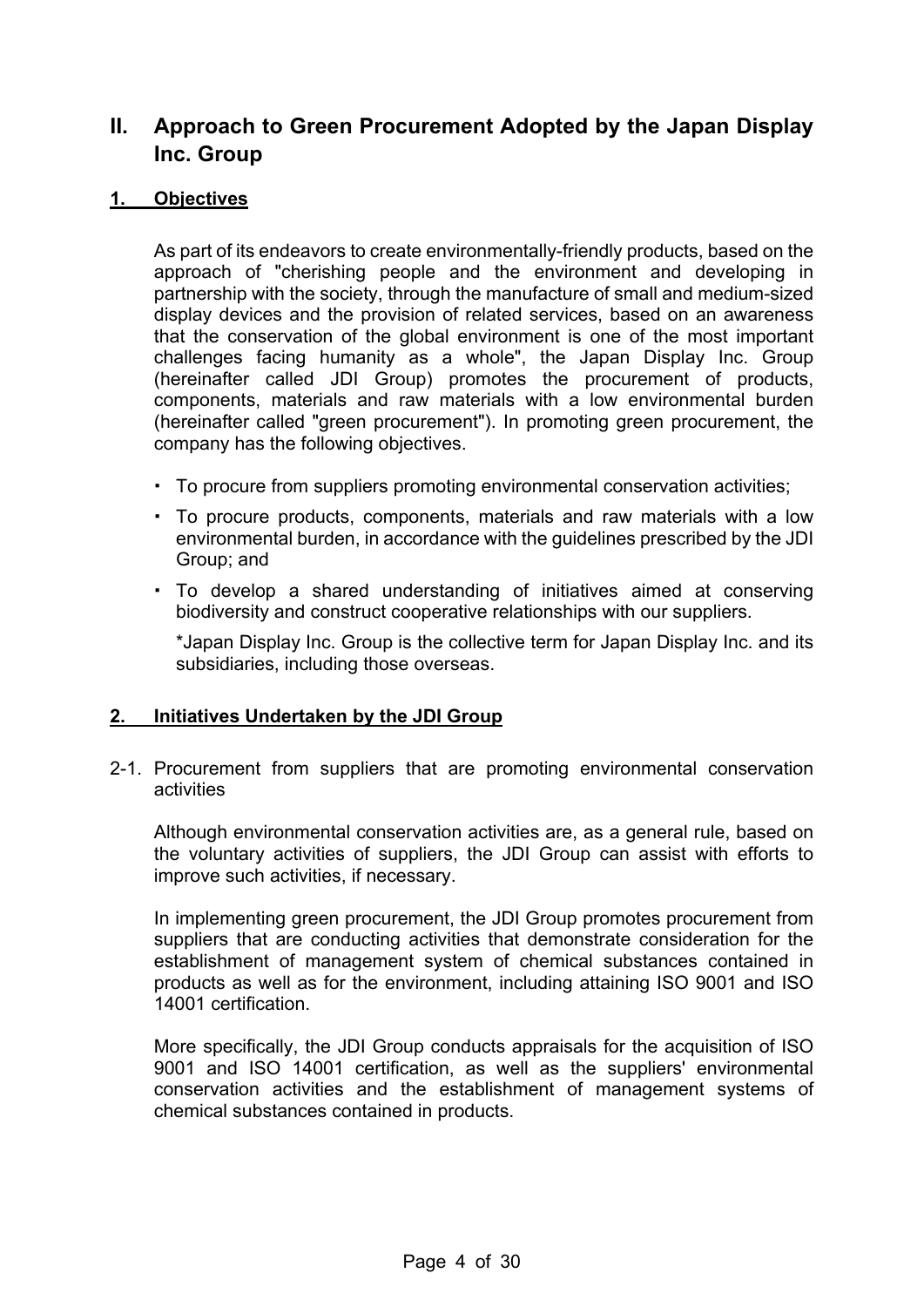# II. Approach to Green Procurement Adopted by the Japan Display Inc. Group

## 1. Objectives

As part of its endeavors to create environmentally-friendly products, based on the approach of "cherishing people and the environment and developing in partnership with the society, through the manufacture of small and medium-sized display devices and the provision of related services, based on an awareness that the conservation of the global environment is one of the most important challenges facing humanity as a whole", the Japan Display Inc. Group (hereinafter called JDI Group) promotes the procurement of products, components, materials and raw materials with a low environmental burden (hereinafter called "green procurement"). In promoting green procurement, the company has the following objectives.

- To procure from suppliers promoting environmental conservation activities;
- To procure products, components, materials and raw materials with a low environmental burden, in accordance with the guidelines prescribed by the JDI Group; and
- To develop a shared understanding of initiatives aimed at conserving biodiversity and construct cooperative relationships with our suppliers.

*Japan Display Inc. Group is the collective term for Japan Display Inc. and its subsidiaries, including those overseas.

## 2. Initiatives Undertaken by the JDI Group

### 2-1. Procurement from suppliers that are promoting environmental conservation activities

Although environmental conservation activities are, as a general rule, based on the voluntary activities of suppliers, the JDI Group can assist with efforts to improve such activities, if necessary.

In implementing green procurement, the JDI Group promotes procurement from suppliers that are conducting activities that demonstrate consideration for the establishment of management system of chemical substances contained in products as well as for the environment, including attaining ISO 9001 and ISO 14001 certification.

More specifically, the JDI Group conducts appraisals for the acquisition of ISO 9001 and ISO 14001 certification, as well as the suppliers' environmental conservation activities and the establishment of management systems of chemical substances contained in products.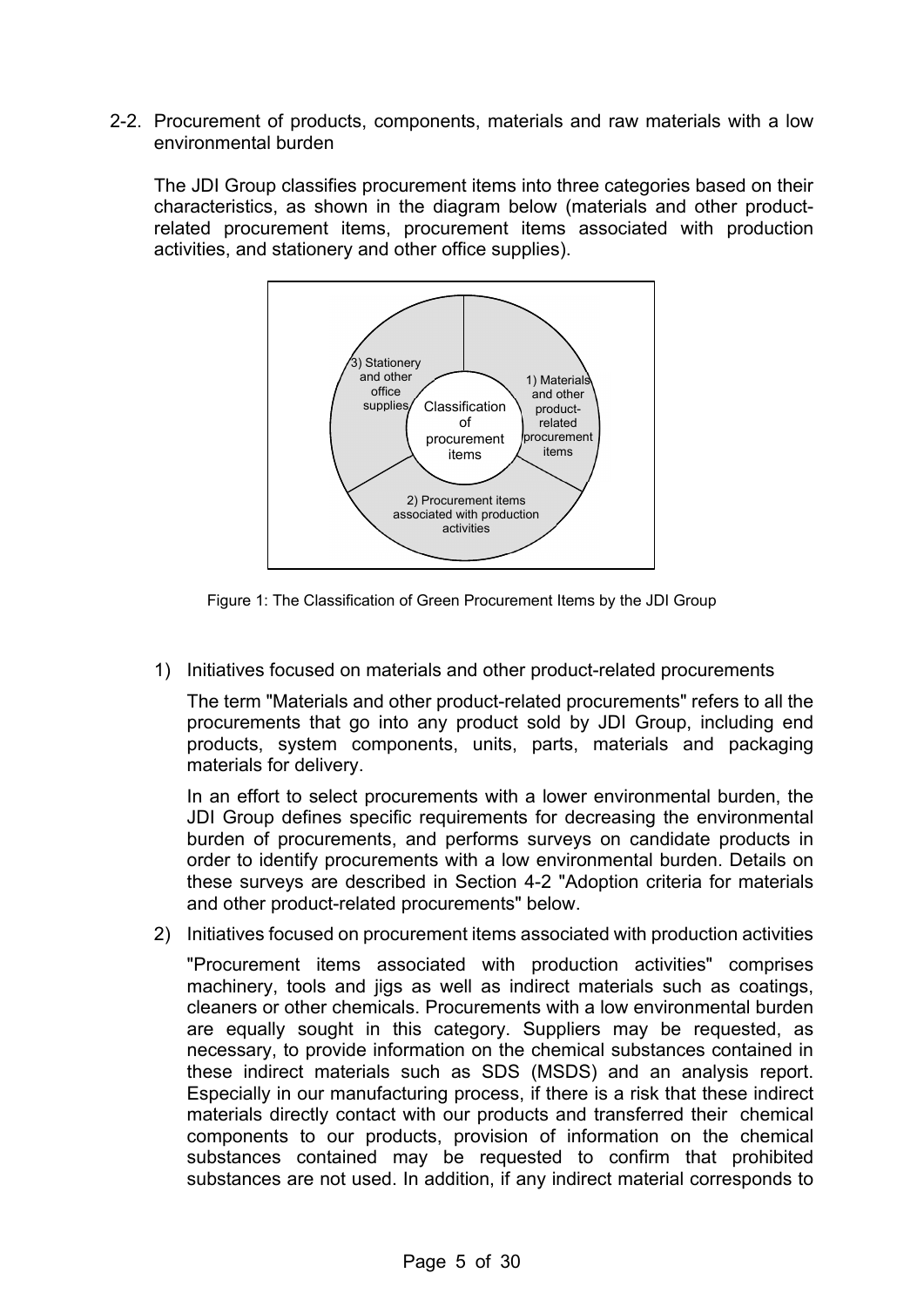## 2-2. Procurement of products, components, materials and raw materials with a low environmental burden

The JDI Group classifies procurement items into three categories based on their characteristics, as shown in the diagram below (materials and other product-related procurement items, procurement items associated with production activities, and stationery and other office supplies).

Classification of procurement items

1) Materials and other product-related procurement items

2) Procurement items associated with production activities

3) Stationery and other office supplies

Figure 1: The Classification of Green Procurement Items by the JDI Group

1) Initiatives focused on materials and other product-related procurements

   The term "Materials and other product-related procurements" refers to all the procurements that go into any product sold by JDI Group, including end products, system components, units, parts, materials and packaging materials for delivery.

   In an effort to select procurements with a lower environmental burden, the JDI Group defines specific requirements for decreasing the environmental burden of procurements, and performs surveys on candidate products in order to identify procurements with a low environmental burden. Details on these surveys are described in Section 4-2 "Adoption criteria for materials and other product-related procurements" below.

2) Initiatives focused on procurement items associated with production activities

   "Procurement items associated with production activities" comprises machinery, tools and jigs as well as indirect materials such as coatings, cleaners or other chemicals. Procurements with a low environmental burden are equally sought in this category. Suppliers may be requested, as necessary, to provide information on the chemical substances contained in these indirect materials such as SDS (MSDS) and an analysis report. Especially in our manufacturing process, if there is a risk that these indirect materials directly contact with our products and transferred their chemical components to our products, provision of information on the chemical substances contained may be requested to confirm that prohibited substances are not used. In addition, if any indirect material corresponds to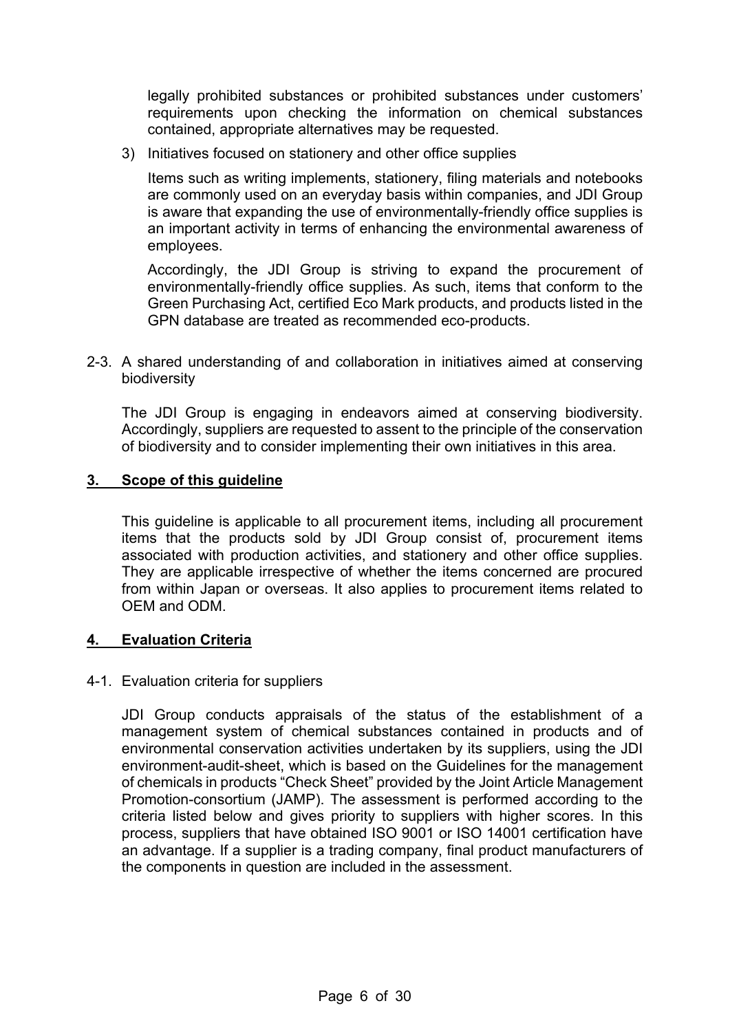legally prohibited substances or prohibited substances under customers' requirements upon checking the information on chemical substances contained, appropriate alternatives may be requested.

3) Initiatives focused on stationery and other office supplies

Items such as writing implements, stationery, filing materials and notebooks are commonly used on an everyday basis within companies, and JDI Group is aware that expanding the use of environmentally-friendly office supplies is an important activity in terms of enhancing the environmental awareness of employees.

Accordingly, the JDI Group is striving to expand the procurement of environmentally-friendly office supplies. As such, items that conform to the Green Purchasing Act, certified Eco Mark products, and products listed in the GPN database are treated as recommended eco-products.

2-3. A shared understanding of and collaboration in initiatives aimed at conserving biodiversity

The JDI Group is engaging in endeavors aimed at conserving biodiversity. Accordingly, suppliers are requested to assent to the principle of the conservation of biodiversity and to consider implementing their own initiatives in this area.

## 3. Scope of this guideline

This guideline is applicable to all procurement items, including all procurement items that the products sold by JDI Group consist of, procurement items associated with production activities, and stationery and other office supplies. They are applicable irrespective of whether the items concerned are procured from within Japan or overseas. It also applies to procurement items related to OEM and ODM.

## 4. Evaluation Criteria

4-1. Evaluation criteria for suppliers

JDI Group conducts appraisals of the status of the establishment of a management system of chemical substances contained in products and of environmental conservation activities undertaken by its suppliers, using the JDI environment-audit-sheet, which is based on the Guidelines for the management of chemicals in products "Check Sheet" provided by the Joint Article Management Promotion-consortium (JAMP). The assessment is performed according to the criteria listed below and gives priority to suppliers with higher scores. In this process, suppliers that have obtained ISO 9001 or ISO 14001 certification have an advantage. If a supplier is a trading company, final product manufacturers of the components in question are included in the assessment.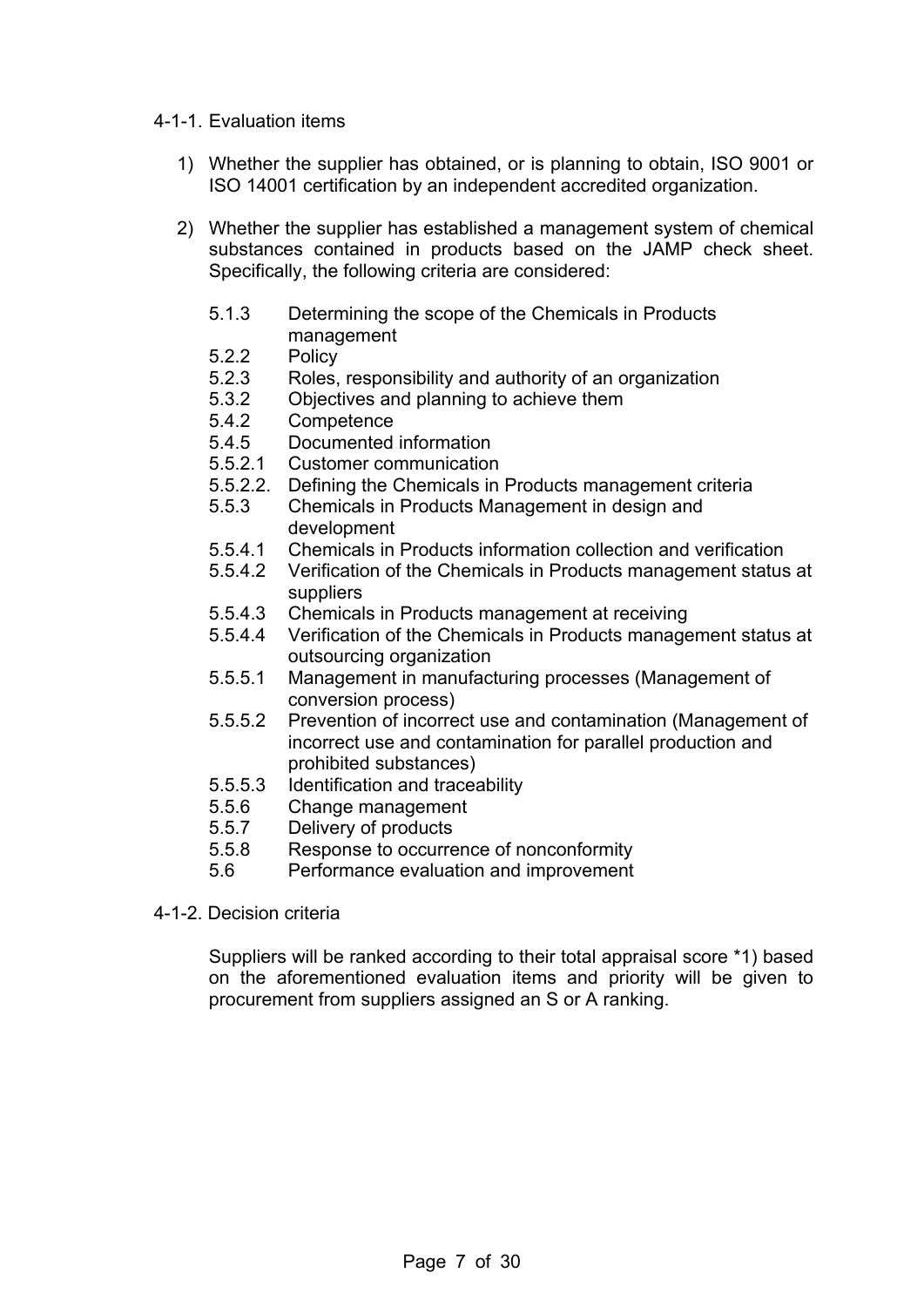#### 4-1-1. Evaluation items

1) Whether the supplier has obtained, or is planning to obtain, ISO 9001 or ISO 14001 certification by an independent accredited organization.

2) Whether the supplier has established a management system of chemical substances contained in products based on the JAMP check sheet. Specifically, the following criteria are considered:

   - 5.1.3 Determining the scope of the Chemicals in Products management
   - 5.2.2 Policy
   - 5.2.3 Roles, responsibility and authority of an organization
   - 5.3.2 Objectives and planning to achieve them
   - 5.4.2 Competence
   - 5.4.5 Documented information
   - 5.5.2.1 Customer communication
   - 5.5.2.2. Defining the Chemicals in Products management criteria
   - 5.5.3 Chemicals in Products Management in design and development
   - 5.5.4.1 Chemicals in Products information collection and verification
   - 5.5.4.2 Verification of the Chemicals in Products management status at suppliers
   - 5.5.4.3 Chemicals in Products management at receiving
   - 5.5.4.4 Verification of the Chemicals in Products management status at outsourcing organization
   - 5.5.5.1 Management in manufacturing processes (Management of conversion process)
   - 5.5.5.2 Prevention of incorrect use and contamination (Management of incorrect use and contamination for parallel production and prohibited substances)
   - 5.5.5.3 Identification and traceability
   - 5.5.6 Change management
   - 5.5.7 Delivery of products
   - 5.5.8 Response to occurrence of nonconformity
   - 5.6 Performance evaluation and improvement

#### 4-1-2. Decision criteria

Suppliers will be ranked according to their total appraisal score *1) based on the aforementioned evaluation items and priority will be given to procurement from suppliers assigned an S or A ranking.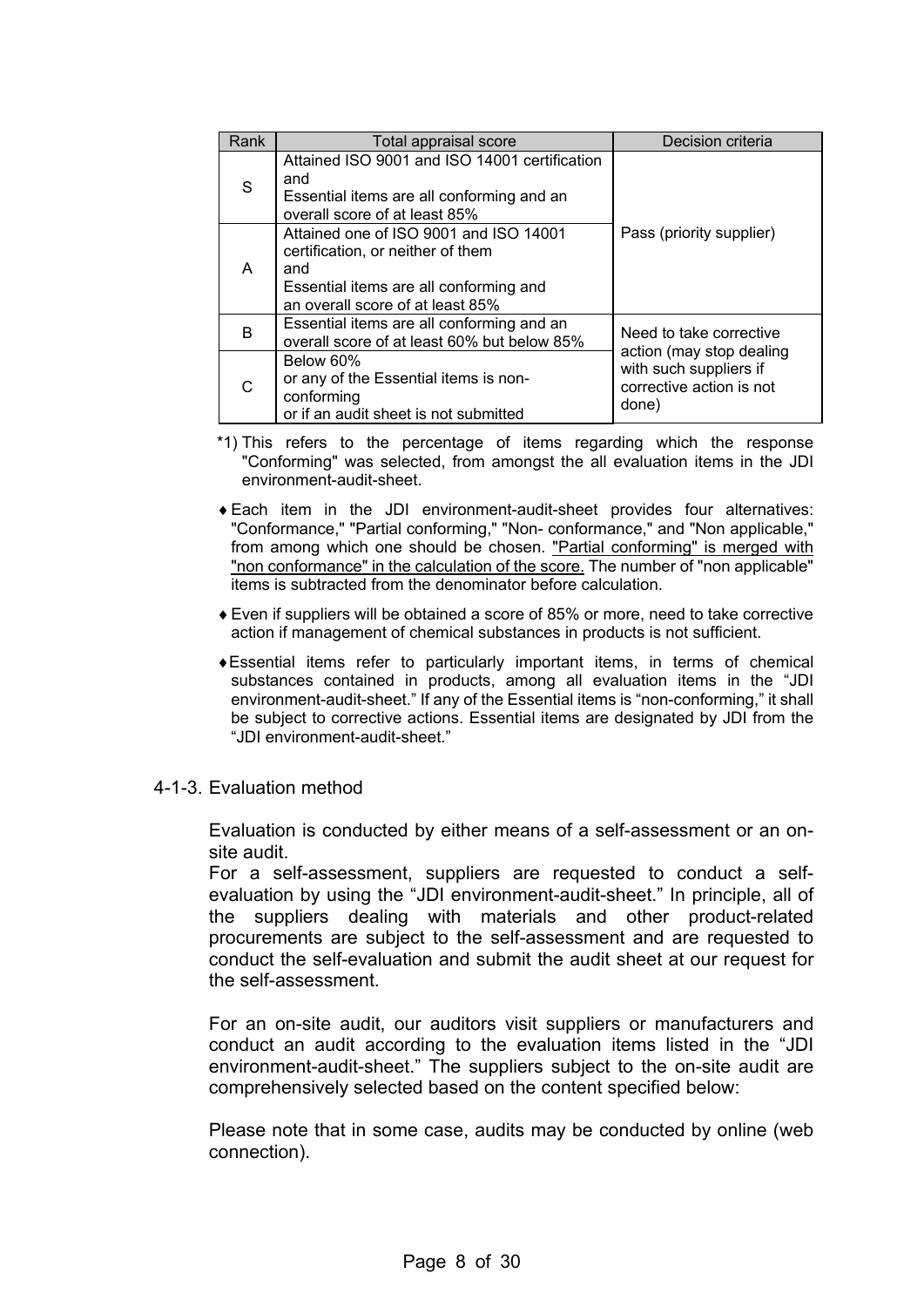| Rank | Total appraisal score | Decision criteria |
|---|---|---|
| S | Attained ISO 9001 and ISO 14001 certification and Essential items are all conforming and an overall score of at least 85% | Pass (priority supplier) |
| A | Attained one of ISO 9001 and ISO 14001 certification, or neither of them and Essential items are all conforming and an overall score of at least 85% | |
| B | Essential items are all conforming and an overall score of at least 60% but below 85% | Need to take corrective action (may stop dealing with such suppliers if corrective action is not done) |
| C | Below 60% or any of the Essential items is non-conforming or if an audit sheet is not submitted | |

*1) This refers to the percentage of items regarding which the response "Conforming" was selected, from amongst the all evaluation items in the JDI environment-audit-sheet.

- Each item in the JDI environment-audit-sheet provides four alternatives: "Conformance," "Partial conforming," "Non- conformance," and "Non applicable," from among which one should be chosen. <u>"Partial conforming" is merged with "non conformance" in the calculation of the score.</u> The number of "non applicable" items is subtracted from the denominator before calculation.
- Even if suppliers will be obtained a score of 85% or more, need to take corrective action if management of chemical substances in products is not sufficient.
- Essential items refer to particularly important items, in terms of chemical substances contained in products, among all evaluation items in the "JDI environment-audit-sheet." If any of the Essential items is "non-conforming," it shall be subject to corrective actions. Essential items are designated by JDI from the "JDI environment-audit-sheet."

### 4-1-3. Evaluation method

Evaluation is conducted by either means of a self-assessment or an on-site audit.
For a self-assessment, suppliers are requested to conduct a self-evaluation by using the "JDI environment-audit-sheet." In principle, all of the suppliers dealing with materials and other product-related procurements are subject to the self-assessment and are requested to conduct the self-evaluation and submit the audit sheet at our request for the self-assessment.

For an on-site audit, our auditors visit suppliers or manufacturers and conduct an audit according to the evaluation items listed in the "JDI environment-audit-sheet." The suppliers subject to the on-site audit are comprehensively selected based on the content specified below:

Please note that in some case, audits may be conducted by online (web connection).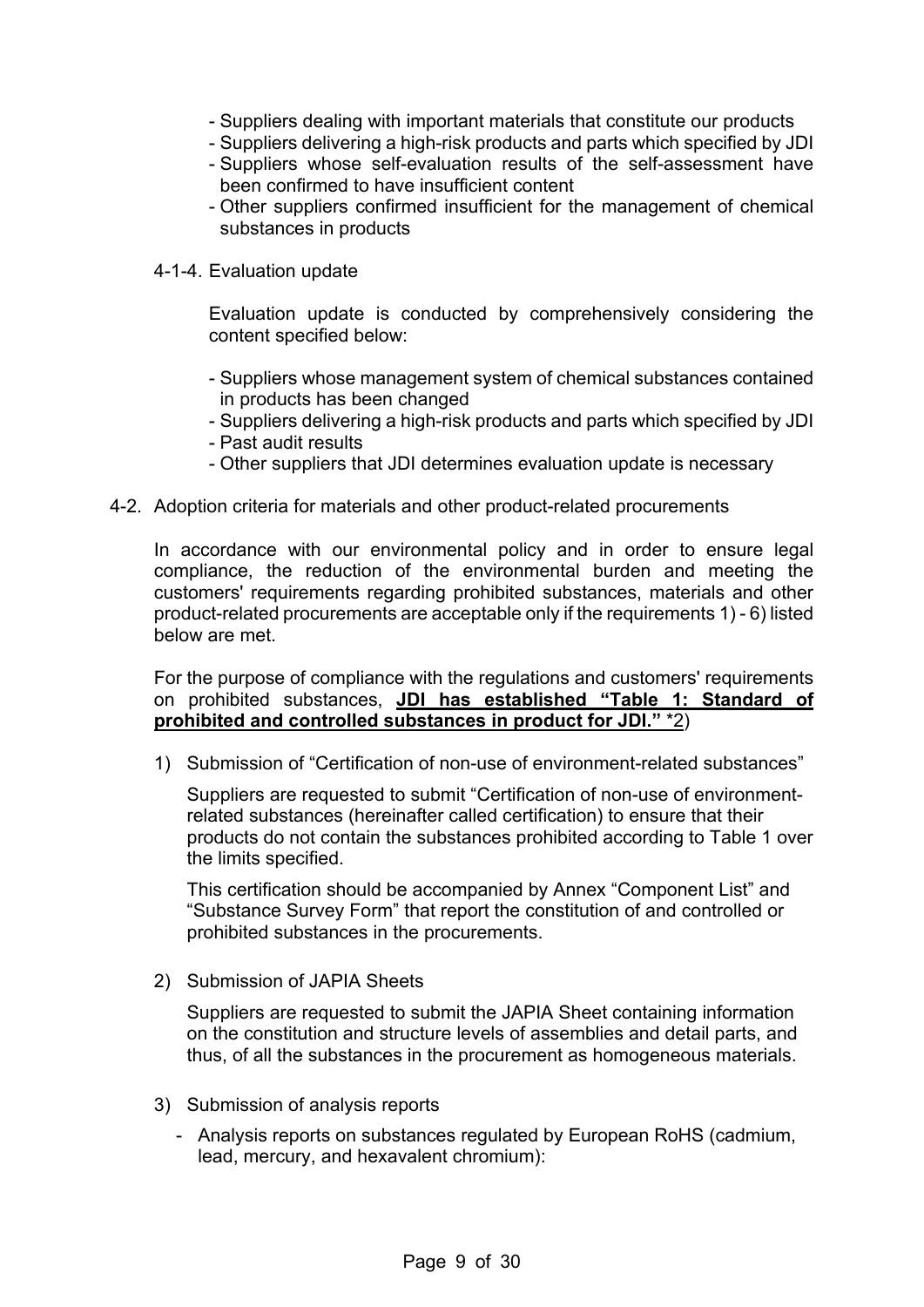- Suppliers dealing with important materials that constitute our products
- Suppliers delivering a high-risk products and parts which specified by JDI
- Suppliers whose self-evaluation results of the self-assessment have been confirmed to have insufficient content
- Other suppliers confirmed insufficient for the management of chemical substances in products

#### 4-1-4. Evaluation update

Evaluation update is conducted by comprehensively considering the content specified below:

- Suppliers whose management system of chemical substances contained in products has been changed
- Suppliers delivering a high-risk products and parts which specified by JDI
- Past audit results
- Other suppliers that JDI determines evaluation update is necessary

### 4-2. Adoption criteria for materials and other product-related procurements

In accordance with our environmental policy and in order to ensure legal compliance, the reduction of the environmental burden and meeting the customers' requirements regarding prohibited substances, materials and other product-related procurements are acceptable only if the requirements 1) - 6) listed below are met.

For the purpose of compliance with the regulations and customers' requirements on prohibited substances, **JDI has established "Table 1: Standard of prohibited and controlled substances in product for JDI."** *2)

1) Submission of "Certification of non-use of environment-related substances"

   Suppliers are requested to submit "Certification of non-use of environment-related substances (hereinafter called certification) to ensure that their products do not contain the substances prohibited according to Table 1 over the limits specified.

   This certification should be accompanied by Annex "Component List" and "Substance Survey Form" that report the constitution of and controlled or prohibited substances in the procurements.

2) Submission of JAPIA Sheets

   Suppliers are requested to submit the JAPIA Sheet containing information on the constitution and structure levels of assemblies and detail parts, and thus, of all the substances in the procurement as homogeneous materials.

3) Submission of analysis reports

   - Analysis reports on substances regulated by European RoHS (cadmium, lead, mercury, and hexavalent chromium):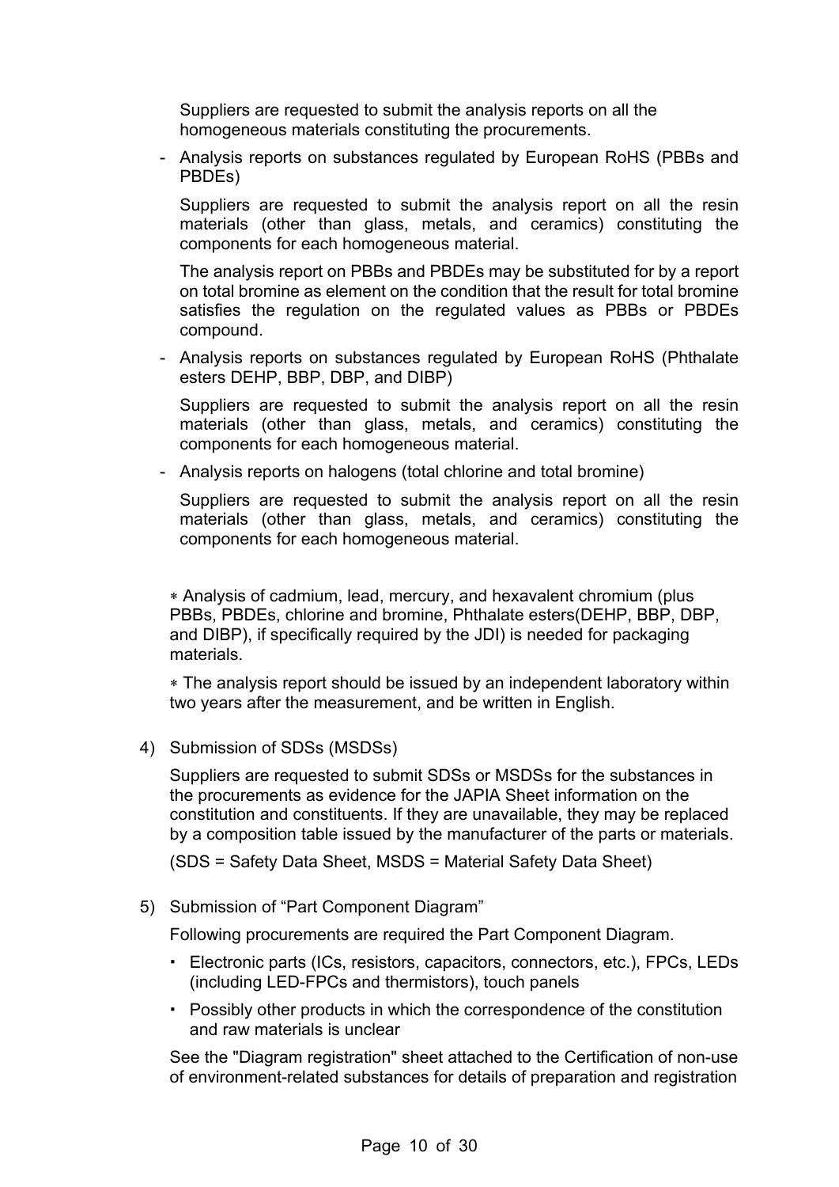Suppliers are requested to submit the analysis reports on all the homogeneous materials constituting the procurements.

- Analysis reports on substances regulated by European RoHS (PBBs and PBDEs)

  Suppliers are requested to submit the analysis report on all the resin materials (other than glass, metals, and ceramics) constituting the components for each homogeneous material.

  The analysis report on PBBs and PBDEs may be substituted for by a report on total bromine as element on the condition that the result for total bromine satisfies the regulation on the regulated values as PBBs or PBDEs compound.

- Analysis reports on substances regulated by European RoHS (Phthalate esters DEHP, BBP, DBP, and DIBP)

  Suppliers are requested to submit the analysis report on all the resin materials (other than glass, metals, and ceramics) constituting the components for each homogeneous material.

- Analysis reports on halogens (total chlorine and total bromine)

  Suppliers are requested to submit the analysis report on all the resin materials (other than glass, metals, and ceramics) constituting the components for each homogeneous material.

∗ Analysis of cadmium, lead, mercury, and hexavalent chromium (plus PBBs, PBDEs, chlorine and bromine, Phthalate esters(DEHP, BBP, DBP, and DIBP), if specifically required by the JDI) is needed for packaging materials.

∗ The analysis report should be issued by an independent laboratory within two years after the measurement, and be written in English.

4) Submission of SDSs (MSDSs)

Suppliers are requested to submit SDSs or MSDSs for the substances in the procurements as evidence for the JAPIA Sheet information on the constitution and constituents. If they are unavailable, they may be replaced by a composition table issued by the manufacturer of the parts or materials.

(SDS = Safety Data Sheet, MSDS = Material Safety Data Sheet)

5) Submission of “Part Component Diagram”

Following procurements are required the Part Component Diagram.

- Electronic parts (ICs, resistors, capacitors, connectors, etc.), FPCs, LEDs (including LED-FPCs and thermistors), touch panels
- Possibly other products in which the correspondence of the constitution and raw materials is unclear

See the "Diagram registration" sheet attached to the Certification of non-use of environment-related substances for details of preparation and registration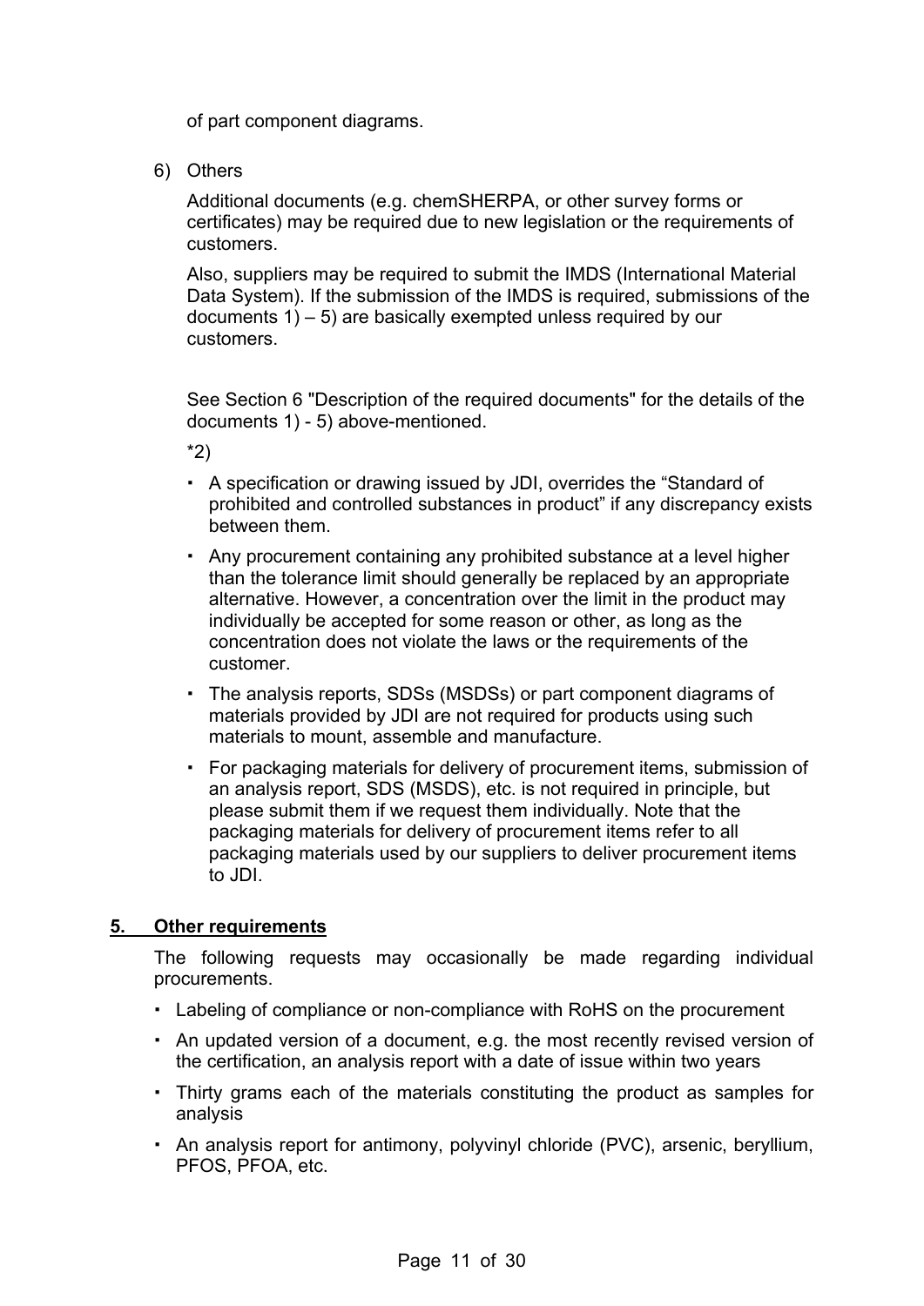of part component diagrams.

6) Others

   Additional documents (e.g. chemSHERPA, or other survey forms or certificates) may be required due to new legislation or the requirements of customers.

   Also, suppliers may be required to submit the IMDS (International Material Data System). If the submission of the IMDS is required, submissions of the documents 1) – 5) are basically exempted unless required by our customers.

   See Section 6 "Description of the required documents" for the details of the documents 1) - 5) above-mentioned.

   *2)

   - A specification or drawing issued by JDI, overrides the "Standard of prohibited and controlled substances in product" if any discrepancy exists between them.
   - Any procurement containing any prohibited substance at a level higher than the tolerance limit should generally be replaced by an appropriate alternative. However, a concentration over the limit in the product may individually be accepted for some reason or other, as long as the concentration does not violate the laws or the requirements of the customer.
   - The analysis reports, SDSs (MSDSs) or part component diagrams of materials provided by JDI are not required for products using such materials to mount, assemble and manufacture.
   - For packaging materials for delivery of procurement items, submission of an analysis report, SDS (MSDS), etc. is not required in principle, but please submit them if we request them individually. Note that the packaging materials for delivery of procurement items refer to all packaging materials used by our suppliers to deliver procurement items to JDI.

## 5. Other requirements

The following requests may occasionally be made regarding individual procurements.

- Labeling of compliance or non-compliance with RoHS on the procurement
- An updated version of a document, e.g. the most recently revised version of the certification, an analysis report with a date of issue within two years
- Thirty grams each of the materials constituting the product as samples for analysis
- An analysis report for antimony, polyvinyl chloride (PVC), arsenic, beryllium, PFOS, PFOA, etc.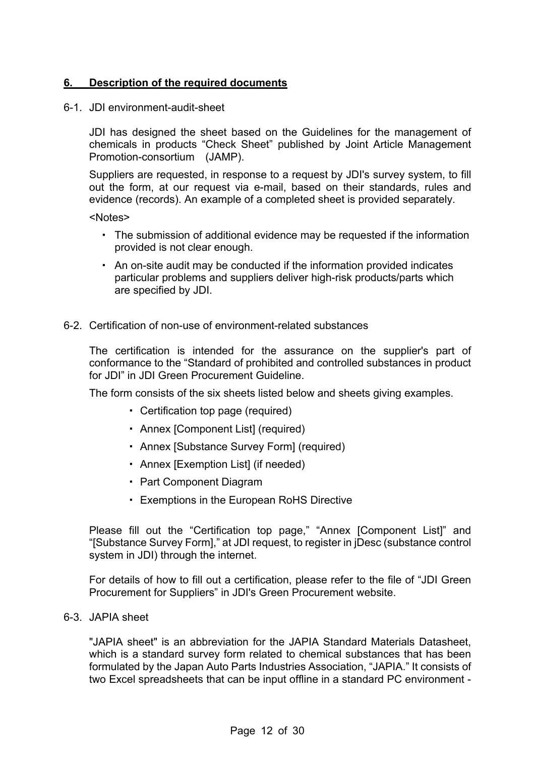## 6. Description of the required documents

### 6-1. JDI environment-audit-sheet

JDI has designed the sheet based on the Guidelines for the management of chemicals in products “Check Sheet” published by Joint Article Management Promotion-consortium (JAMP).

Suppliers are requested, in response to a request by JDI's survey system, to fill out the form, at our request via e-mail, based on their standards, rules and evidence (records). An example of a completed sheet is provided separately.

<Notes>

- The submission of additional evidence may be requested if the information provided is not clear enough.
- An on-site audit may be conducted if the information provided indicates particular problems and suppliers deliver high-risk products/parts which are specified by JDI.

### 6-2. Certification of non-use of environment-related substances

The certification is intended for the assurance on the supplier's part of conformance to the “Standard of prohibited and controlled substances in product for JDI” in JDI Green Procurement Guideline.

The form consists of the six sheets listed below and sheets giving examples.

- Certification top page (required)
- Annex [Component List] (required)
- Annex [Substance Survey Form] (required)
- Annex [Exemption List] (if needed)
- Part Component Diagram
- Exemptions in the European RoHS Directive

Please fill out the “Certification top page,” “Annex [Component List]” and “[Substance Survey Form],” at JDI request, to register in jDesc (substance control system in JDI) through the internet.

For details of how to fill out a certification, please refer to the file of “JDI Green Procurement for Suppliers” in JDI's Green Procurement website.

### 6-3. JAPIA sheet

"JAPIA sheet" is an abbreviation for the JAPIA Standard Materials Datasheet, which is a standard survey form related to chemical substances that has been formulated by the Japan Auto Parts Industries Association, “JAPIA.” It consists of two Excel spreadsheets that can be input offline in a standard PC environment -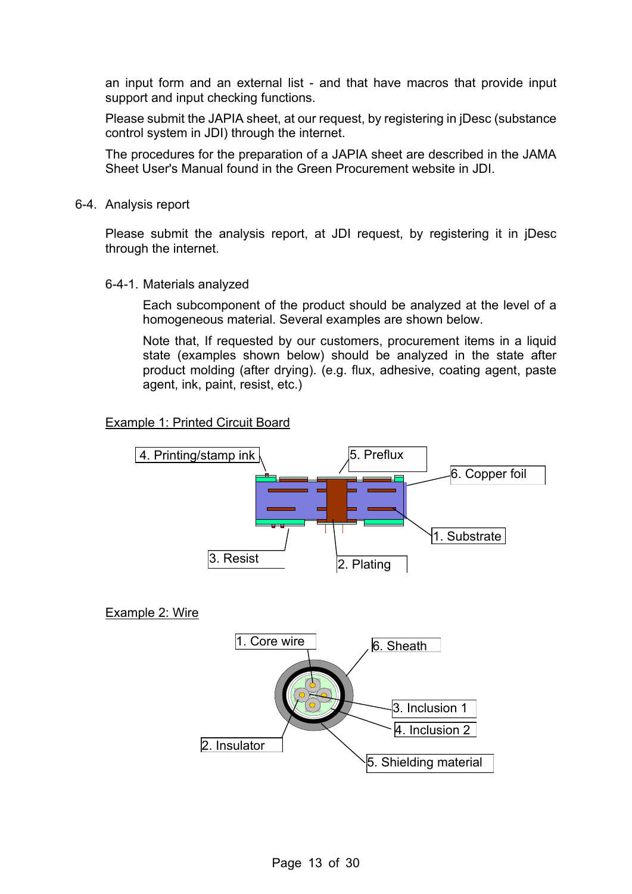an input form and an external list - and that have macros that provide input support and input checking functions.

Please submit the JAPIA sheet, at our request, by registering in jDesc (substance control system in JDI) through the internet.

The procedures for the preparation of a JAPIA sheet are described in the JAMA Sheet User's Manual in the Green Procurement website in JDI.

## 6-4. Analysis report

Please submit the analysis report, at JDI request, by registering it in jDesc through the internet.

### 6-4-1. Materials analyzed

Each subcomponent of the product should be analyzed at the level of a homogeneous material. Several examples are shown below.

Note that, If requested by our customers, procurement items in a liquid state (examples shown below) should be analyzed in the state after product molding (after drying). (e.g. flux, adhesive, coating agent, paste agent, ink, paint, resist, etc.)

<u>Example 1: Printed Circuit Board</u>

4. Printing/stamp ink
5. Preflux
6. Copper foil
1. Substrate
3. Resist
2. Plating

<u>Example 2: Wire</u>

1. Core wire
6. Sheath
3. Inclusion 1
4. Inclusion 2
2. Insulator
5. Shielding material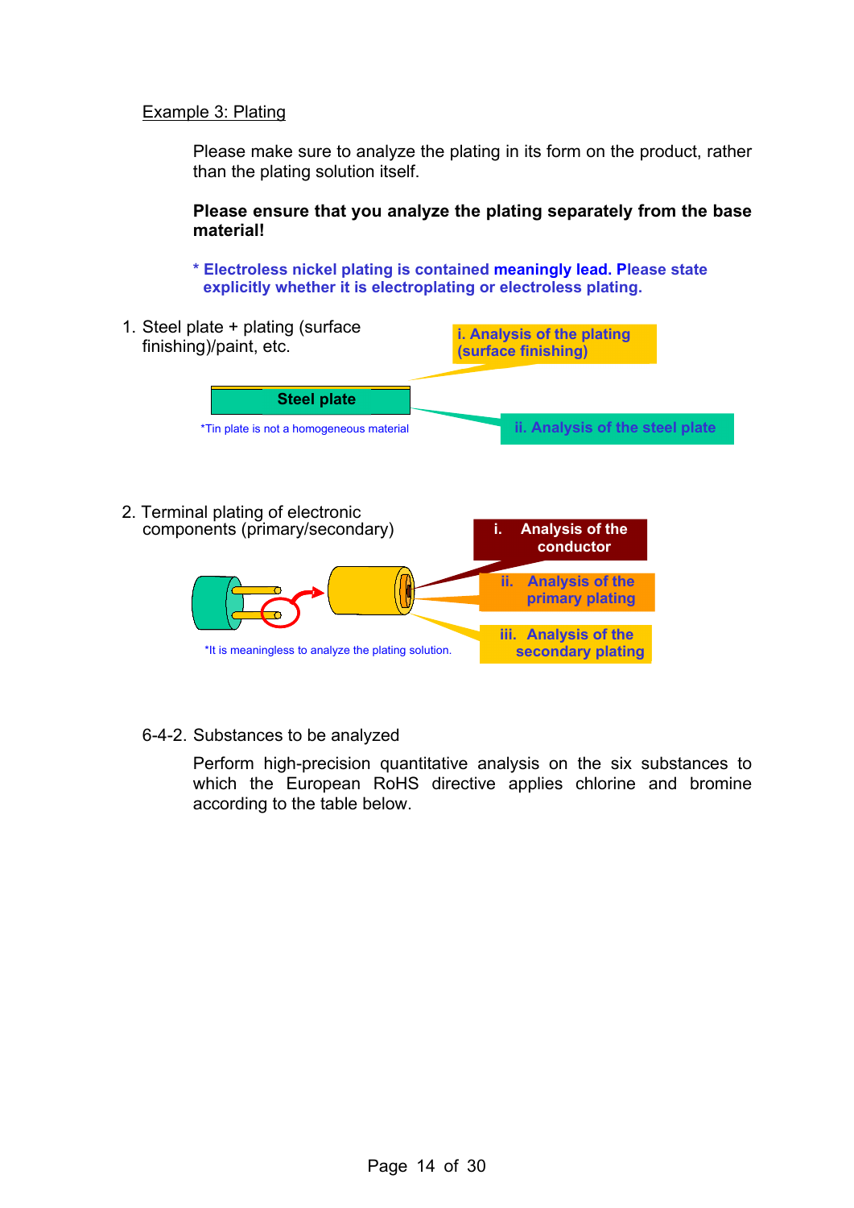Example 3: Plating

Please make sure to analyze the plating in its form on the product, rather than the plating solution itself.

**Please ensure that you analyze the plating separately from the base material!**

**\* Electroless nickel plating is contained meaningly lead. Please state explicitly whether it is electroplating or electroless plating.**

1. Steel plate + plating (surface finishing)/paint, etc.

   Steel plate

   i. Analysis of the plating (surface finishing)

   ii. Analysis of the steel plate

   *Tin plate is not a homogeneous material

2. Terminal plating of electronic components (primary/secondary)

   i. Analysis of the conductor

   ii. Analysis of the primary plating

   iii. Analysis of the secondary plating

   *It is meaningless to analyze the plating solution.

6-4-2. Substances to be analyzed

Perform high-precision quantitative analysis on the six substances to which the European RoHS directive applies chlorine and bromine according to the table below.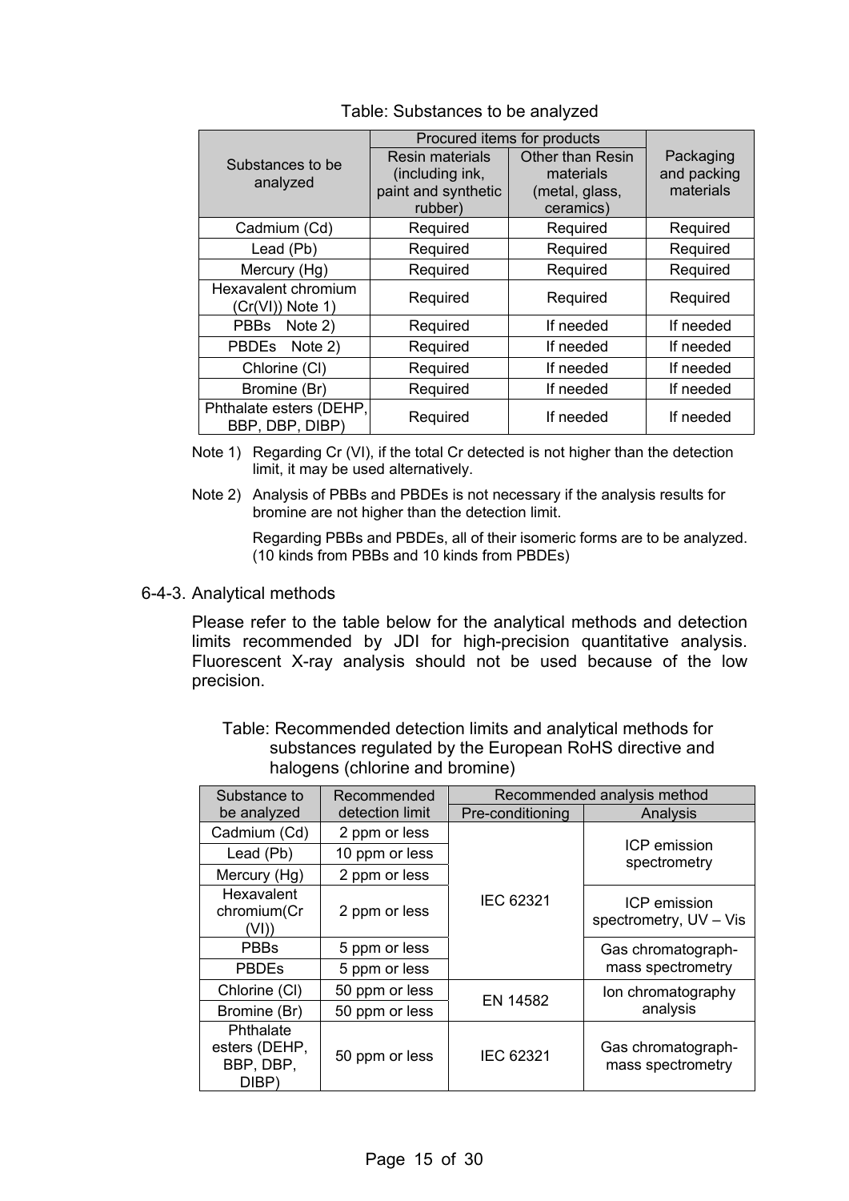Table: Substances to be analyzed

| Substances to be analyzed | Procured items for products | | Packaging and packing materials |
|---|---|---|---|
| | Resin materials (including ink, paint and synthetic rubber) | Other than Resin materials (metal, glass, ceramics) | |
| Cadmium (Cd) | Required | Required | Required |
| Lead (Pb) | Required | Required | Required |
| Mercury (Hg) | Required | Required | Required |
| Hexavalent chromium (Cr(VI)) Note 1) | Required | Required | Required |
| PBBs Note 2) | Required | If needed | If needed |
| PBDEs Note 2) | Required | If needed | If needed |
| Chlorine (Cl) | Required | If needed | If needed |
| Bromine (Br) | Required | If needed | If needed |
| Phthalate esters (DEHP, BBP, DBP, DIBP) | Required | If needed | If needed |

Note 1) Regarding Cr (VI), if the total Cr detected is not higher than the detection limit, it may be used alternatively.

Note 2) Analysis of PBBs and PBDEs is not necessary if the analysis results for bromine are not higher than the detection limit.

Regarding PBBs and PBDEs, all of their isomeric forms are to be analyzed. (10 kinds from PBBs and 10 kinds from PBDEs)

### 6-4-3. Analytical methods

Please refer to the table below for the analytical methods and detection limits recommended by JDI for high-precision quantitative analysis. Fluorescent X-ray analysis should not be used because of the low precision.

Table: Recommended detection limits and analytical methods for substances regulated by the European RoHS directive and halogens (chlorine and bromine)

| Substance to be analyzed | Recommended detection limit | Recommended analysis method | |
|---|---|---|---|
| | | Pre-conditioning | Analysis |
| Cadmium (Cd) | 2 ppm or less | IEC 62321 | ICP emission spectrometry |
| Lead (Pb) | 10 ppm or less | IEC 62321 | ICP emission spectrometry |
| Mercury (Hg) | 2 ppm or less | IEC 62321 | ICP emission spectrometry |
| Hexavalent chromium(Cr (VI)) | 2 ppm or less | IEC 62321 | ICP emission spectrometry, UV – Vis |
| PBBs | 5 ppm or less | IEC 62321 | Gas chromatograph-mass spectrometry |
| PBDEs | 5 ppm or less | IEC 62321 | Gas chromatograph-mass spectrometry |
| Chlorine (Cl) | 50 ppm or less | EN 14582 | Ion chromatography analysis |
| Bromine (Br) | 50 ppm or less | EN 14582 | Ion chromatography analysis |
| Phthalate esters (DEHP, BBP, DBP, DIBP) | 50 ppm or less | IEC 62321 | Gas chromatograph-mass spectrometry |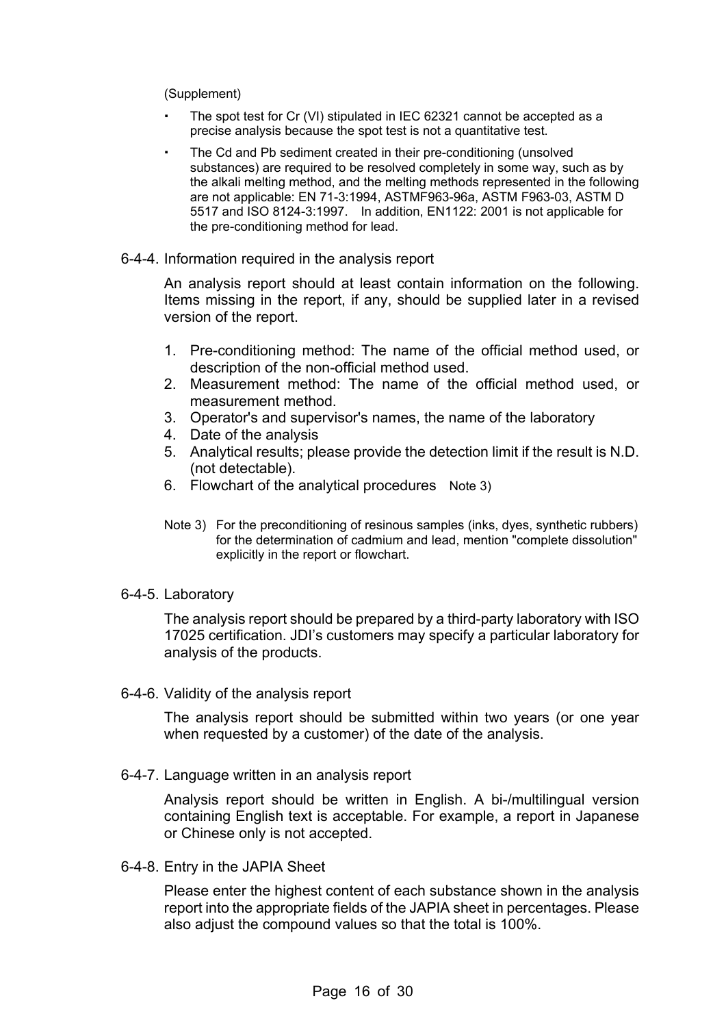(Supplement)

- The spot test for Cr (VI) stipulated in IEC 62321 cannot be accepted as a precise analysis because the spot test is not a quantitative test.
- The Cd and Pb sediment created in their pre-conditioning (unsolved substances) are required to be resolved completely in some way, such as by the alkali melting method, and the melting methods represented in the following are not applicable: EN 71-3:1994, ASTMF963-96a, ASTM F963-03, ASTM D 5517 and ISO 8124-3:1997. In addition, EN1122: 2001 is not applicable for the pre-conditioning method for lead.

### 6-4-4. Information required in the analysis report

An analysis report should at least contain information on the following. Items missing in the report, if any, should be supplied later in a revised version of the report.

1. Pre-conditioning method: The name of the official method used, or description of the non-official method used.
2. Measurement method: The name of the official method used, or measurement method.
3. Operator's and supervisor's names, the name of the laboratory
4. Date of the analysis
5. Analytical results; please provide the detection limit if the result is N.D. (not detectable).
6. Flowchart of the analytical procedures Note 3)

Note 3) For the preconditioning of resinous samples (inks, dyes, synthetic rubbers) for the determination of cadmium and lead, mention "complete dissolution" explicitly in the report or flowchart.

### 6-4-5. Laboratory

The analysis report should be prepared by a third-party laboratory with ISO 17025 certification. JDI's customers may specify a particular laboratory for analysis of the products.

### 6-4-6. Validity of the analysis report

The analysis report should be submitted within two years (or one year when requested by a customer) of the date of the analysis.

### 6-4-7. Language written in an analysis report

Analysis report should be written in English. A bi-/multilingual version containing English text is acceptable. For example, a report in Japanese or Chinese only is not accepted.

### 6-4-8. Entry in the JAPIA Sheet

Please enter the highest content of each substance shown in the analysis report into the appropriate fields of the JAPIA sheet in percentages. Please also adjust the compound values so that the total is 100%.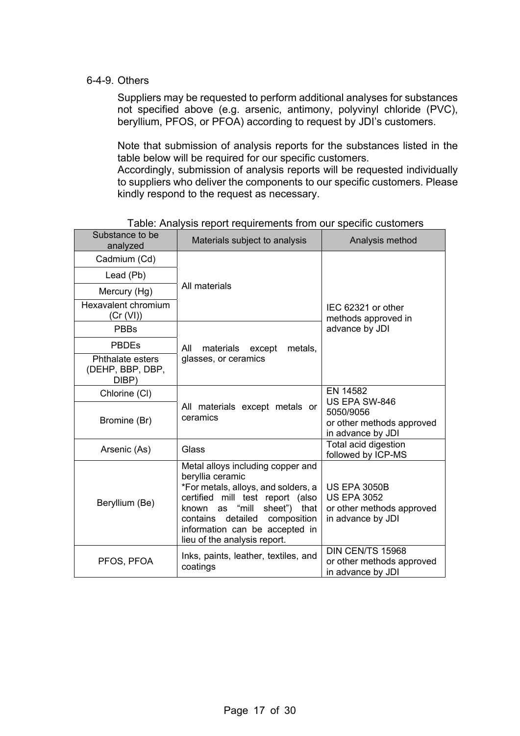### 6-4-9. Others

Suppliers may be requested to perform additional analyses for substances not specified above (e.g. arsenic, antimony, polyvinyl chloride (PVC), beryllium, PFOS, or PFOA) according to request by JDI's customers.

Note that submission of analysis reports for the substances listed in the table below will be required for our specific customers.
Accordingly, submission of analysis reports will be requested individually to suppliers who deliver the components to our specific customers. Please kindly respond to the request as necessary.

Table: Analysis report requirements from our specific customers

| Substance to be analyzed | Materials subject to analysis | Analysis method |
|---|---|---|
| Cadmium (Cd) | All materials | IEC 62321 or other methods approved in advance by JDI |
| Lead (Pb) | | |
| Mercury (Hg) | | |
| Hexavalent chromium (Cr (VI)) | | |
| PBBs | All materials except metals, glasses, or ceramics | |
| PBDEs | | |
| Phthalate esters (DEHP, BBP, DBP, DIBP) | | |
| Chlorine (Cl) | All materials except metals or ceramics | EN 14582<br>US EPA SW-846 5050/9056<br>or other methods approved in advance by JDI |
| Bromine (Br) | | |
| Arsenic (As) | Glass | Total acid digestion followed by ICP-MS |
| Beryllium (Be) | Metal alloys including copper and beryllia ceramic<br>*For metals, alloys, and solders, a certified mill test report (also known as "mill sheet") that contains detailed composition information can be accepted in lieu of the analysis report. | US EPA 3050B<br>US EPA 3052<br>or other methods approved in advance by JDI |
| PFOS, PFOA | Inks, paints, leather, textiles, and coatings | DIN CEN/TS 15968<br>or other methods approved in advance by JDI |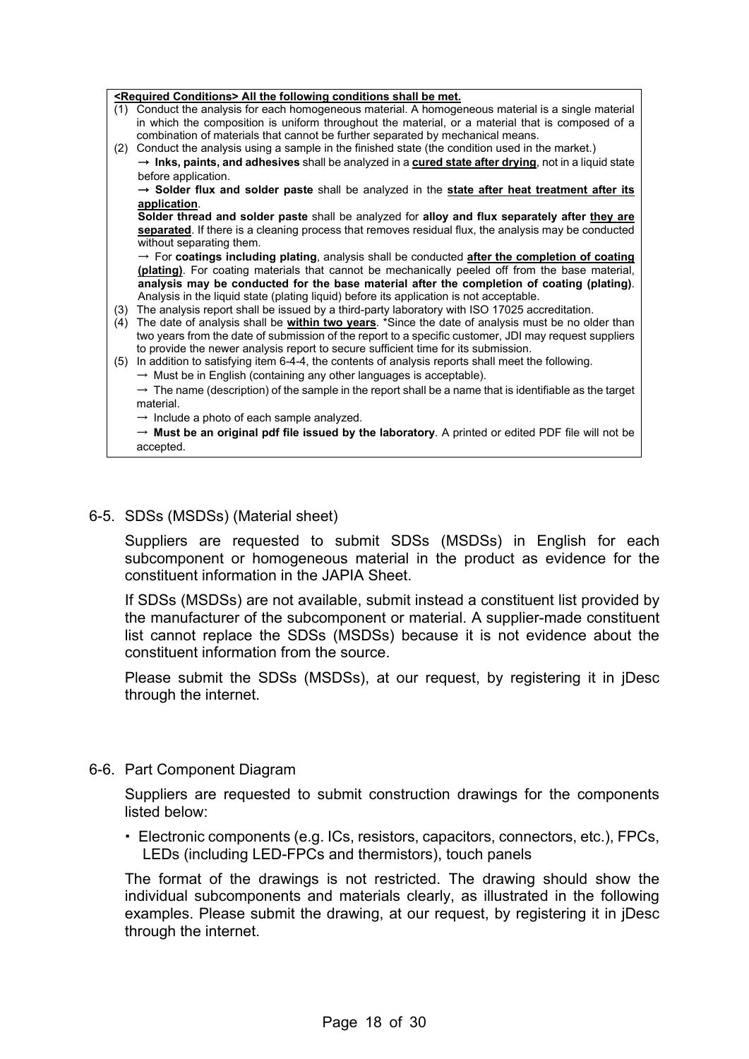**<u>&lt;Required Conditions&gt; All the following conditions shall be met.</u>**

(1) Conduct the analysis for each homogeneous material. A homogeneous material is a single material in which the composition is uniform throughout the material, or a material that is composed of a combination of materials that cannot be further separated by mechanical means.

(2) Conduct the analysis using a sample in the finished state (the condition used in the market.)

→ **Inks, paints, and adhesives** shall be analyzed in a **<u>cured state after drying</u>**, not in a liquid state before application.

→ **Solder flux and solder paste** shall be analyzed in the **<u>state after heat treatment after its application</u>**.

**Solder thread and solder paste** shall be analyzed for **alloy and flux separately after <u>they are separated</u>**. If there is a cleaning process that removes residual flux, the analysis may be conducted without separating them.

→ For **coatings including plating**, analysis shall be conducted **<u>after the completion of coating (plating)</u>**. For coating materials that cannot be mechanically peeled off from the base material, **analysis may be conducted for the base material after the completion of coating (plating)**. Analysis in the liquid state (plating liquid) before its application is not acceptable.

(3) The analysis report shall be issued by a third-party laboratory with ISO 17025 accreditation.

(4) The date of analysis shall be **<u>within two years</u>**. *Since the date of analysis must be no older than two years from the date of submission of the report to a specific customer, JDI may request suppliers to provide the newer analysis report to secure sufficient time for its submission.

(5) In addition to satisfying item 6-4-4, the contents of analysis reports shall meet the following.

→ Must be in English (containing any other languages is acceptable).

→ The name (description) of the sample in the report shall be a name that is identifiable as the target material.

→ Include a photo of each sample analyzed.

→ **Must be an original pdf file issued by the laboratory**. A printed or edited PDF file will not be accepted.

## 6-5. SDSs (MSDSs) (Material sheet)

Suppliers are requested to submit SDSs (MSDSs) in English for each subcomponent or homogeneous material in the product as evidence for the constituent information in the JAPIA Sheet.

If SDSs (MSDSs) are not available, submit instead a constituent list provided by the manufacturer of the subcomponent or material. A supplier-made constituent list cannot replace the SDSs (MSDSs) because it is not evidence about the constituent information from the source.

Please submit the SDSs (MSDSs), at our request, by registering it in jDesc through the internet.

## 6-6. Part Component Diagram

Suppliers are requested to submit construction drawings for the components listed below:

・ Electronic components (e.g. ICs, resistors, capacitors, connectors, etc.), FPCs, LEDs (including LED-FPCs and thermistors), touch panels

The format of the drawings is not restricted. The drawing should show the individual subcomponents and materials clearly, as illustrated in the following examples. Please submit the drawing, at our request, by registering it in jDesc through the internet.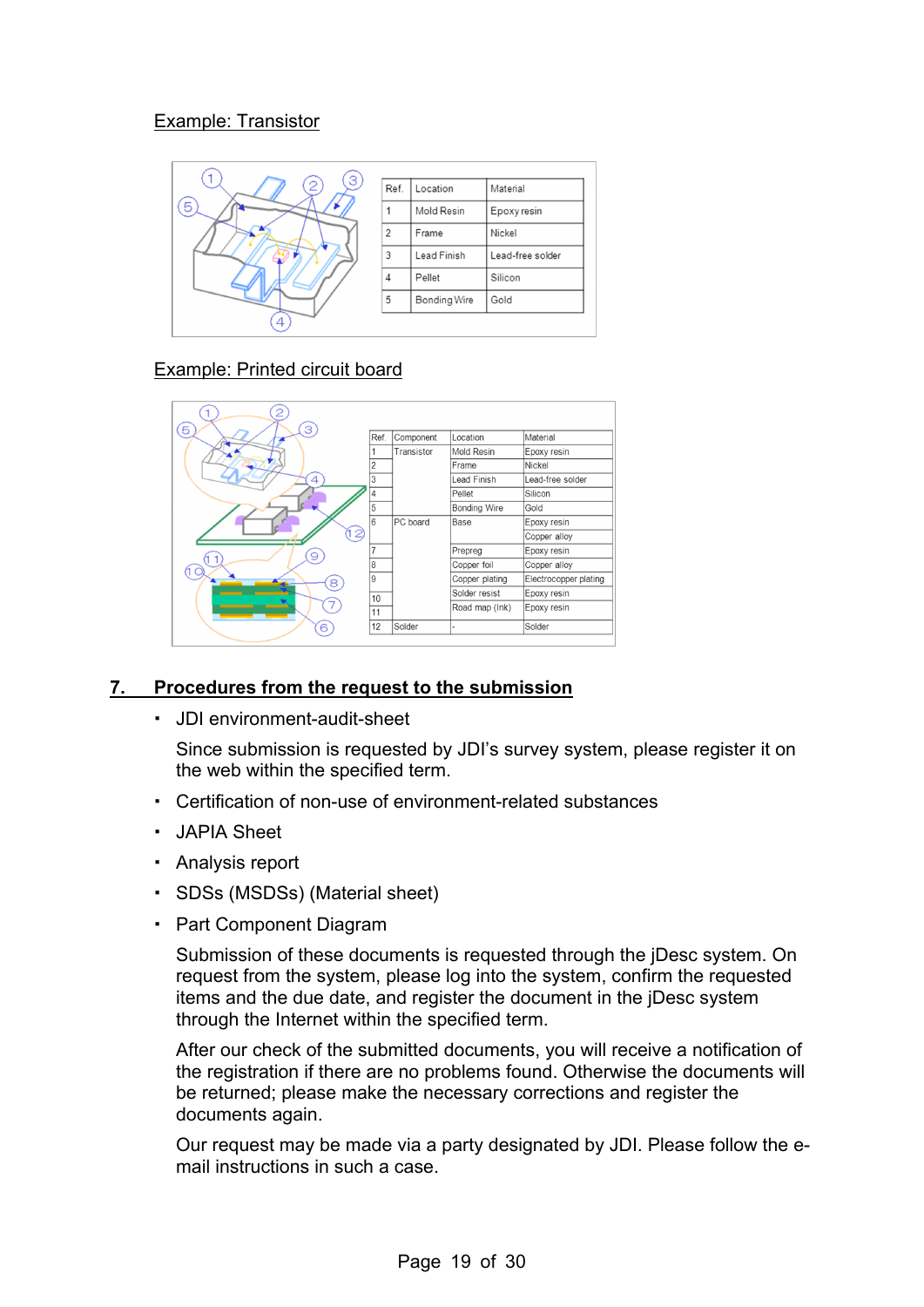Example: Transistor

| Ref. | Location | Material |
|---|---|---|
| 1 | Mold Resin | Epoxy resin |
| 2 | Frame | Nickel |
| 3 | Lead Finish | Lead-free solder |
| 4 | Pellet | Silicon |
| 5 | Bonding Wire | Gold |

Example: Printed circuit board

| Ref. | Component | Location | Material |
|---|---|---|---|
| 1 | Transistor | Mold Resin | Epoxy resin |
| 2 | | Frame | Nickel |
| 3 | | Lead Finish | Lead-free solder |
| 4 | | Pellet | Silicon |
| 5 | | Bonding Wire | Gold |
| 6 | PC board | Base | Epoxy resin |
| | | | Copper alloy |
| 7 | | Prepreg | Epoxy resin |
| 8 | | Copper foil | Copper alloy |
| 9 | | Copper plating | Electrocopper plating |
| 10 | | Solder resist | Epoxy resin |
| 11 | | Road map (Ink) | Epoxy resin |
| 12 | Solder | - | Solder |

## 7. Procedures from the request to the submission

- JDI environment-audit-sheet

  Since submission is requested by JDI's survey system, please register it on the web within the specified term.

- Certification of non-use of environment-related substances
- JAPIA Sheet
- Analysis report
- SDSs (MSDSs) (Material sheet)
- Part Component Diagram

  Submission of these documents is requested through the jDesc system. On request from the system, please log into the system, confirm the requested items and the due date, and register the document in the jDesc system through the Internet within the specified term.

  After our check of the submitted documents, you will receive a notification of the registration if there are no problems found. Otherwise the documents will be returned; please make the necessary corrections and register the documents again.

  Our request may be made via a party designated by JDI. Please follow the e-mail instructions in such a case.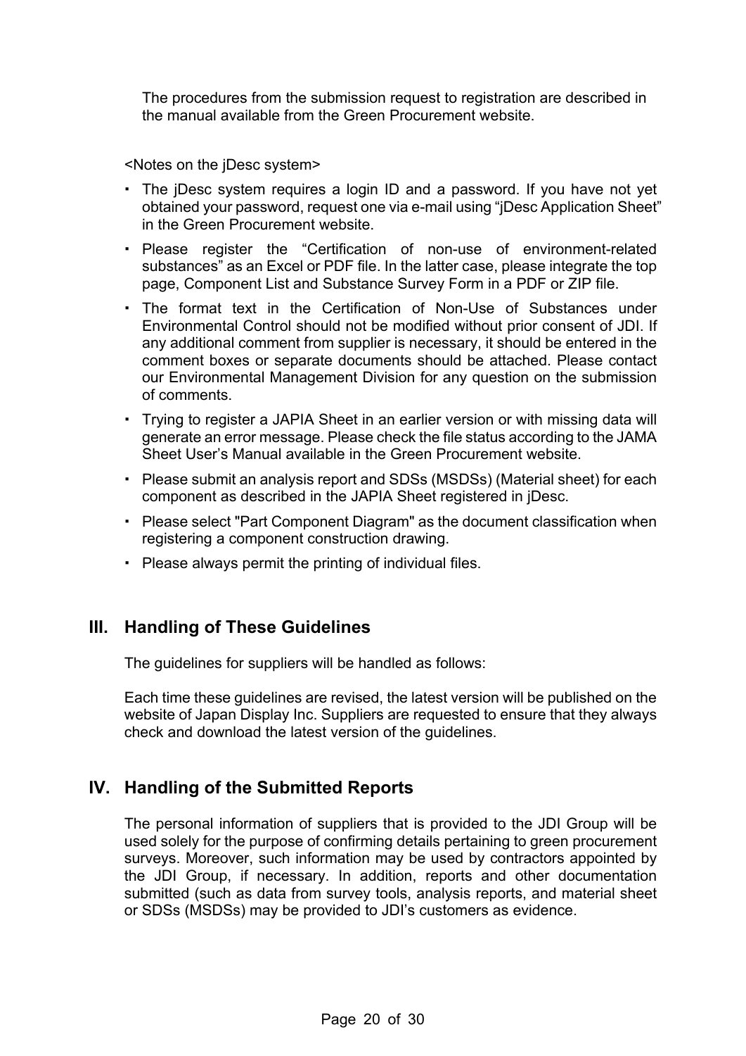The procedures from the submission request to registration are described in the manual available from the Green Procurement website.

<Notes on the jDesc system>

- The jDesc system requires a login ID and a password. If you have not yet obtained your password, request one via e-mail using "jDesc Application Sheet" in the Green Procurement website.
- Please register the "Certification of non-use of environment-related substances" as an Excel or PDF file. In the latter case, please integrate the top page, Component List and Substance Survey Form in a PDF or ZIP file.
- The format text in the Certification of Non-Use of Substances under Environmental Control should not be modified without prior consent of JDI. If any additional comment from supplier is necessary, it should be entered in the comment boxes or separate documents should be attached. Please contact our Environmental Management Division for any question on the submission of comments.
- Trying to register a JAPIA Sheet in an earlier version or with missing data will generate an error message. Please check the file status according to the JAMA Sheet User's Manual available in the Green Procurement website.
- Please submit an analysis report and SDSs (MSDSs) (Material sheet) for each component as described in the JAPIA Sheet registered in jDesc.
- Please select "Part Component Diagram" as the document classification when registering a component construction drawing.
- Please always permit the printing of individual files.

## III. Handling of These Guidelines

The guidelines for suppliers will be handled as follows:

Each time these guidelines are revised, the latest version will be published on the website of Japan Display Inc. Suppliers are requested to ensure that they always check and download the latest version of the guidelines.

## IV. Handling of the Submitted Reports

The personal information of suppliers that is provided to the JDI Group will be used solely for the purpose of confirming details pertaining to green procurement surveys. Moreover, such information may be used by contractors appointed by the JDI Group, if necessary. In addition, reports and other documentation submitted (such as data from survey tools, analysis reports, and material sheet or SDSs (MSDSs) may be provided to JDI's customers as evidence.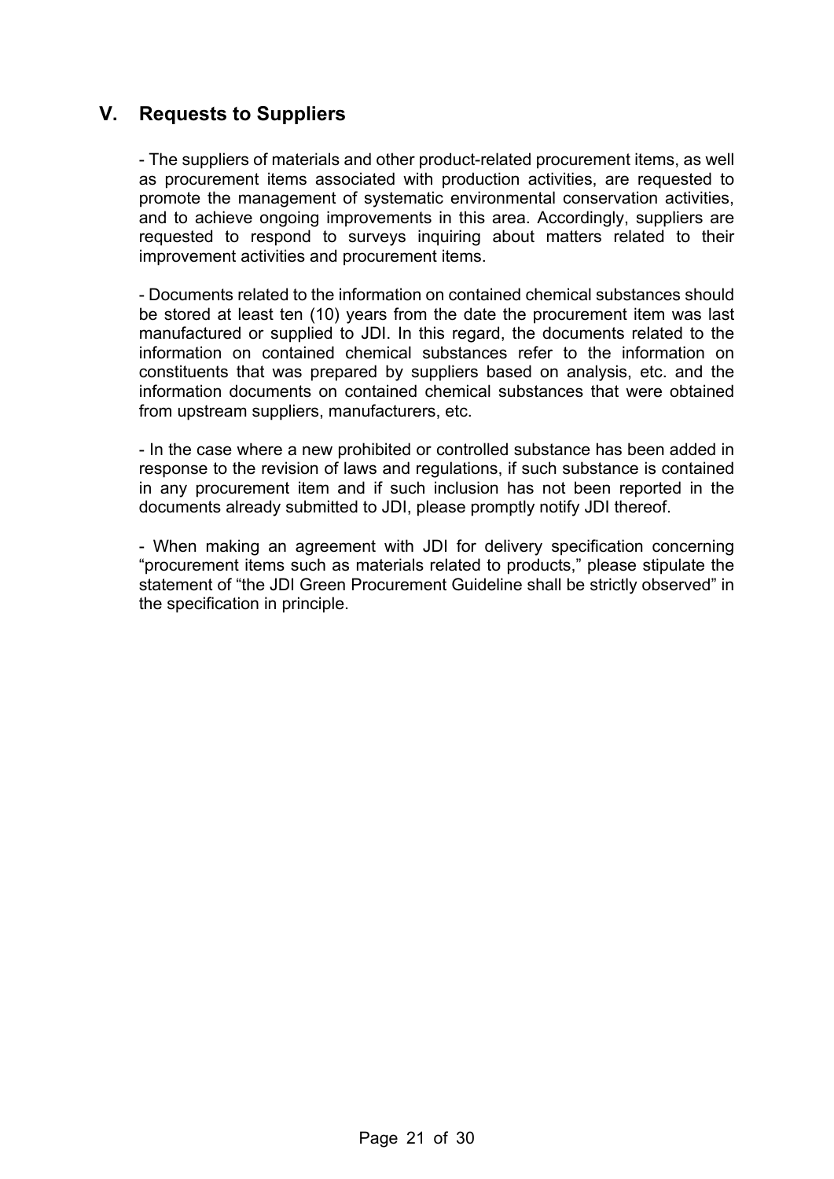## V. Requests to Suppliers

- The suppliers of materials and other product-related procurement items, as well as procurement items associated with production activities, are requested to promote the management of systematic environmental conservation activities, and to achieve ongoing improvements in this area. Accordingly, suppliers are requested to respond to surveys inquiring about matters related to their improvement activities and procurement items.

- Documents related to the information on contained chemical substances should be stored at least ten (10) years from the date the procurement item was last manufactured or supplied to JDI. In this regard, the documents related to the information on contained chemical substances refer to the information on constituents that was prepared by suppliers based on analysis, etc. and the information documents on contained chemical substances that were obtained from upstream suppliers, manufacturers, etc.

- In the case where a new prohibited or controlled substance has been added in response to the revision of laws and regulations, if such substance is contained in any procurement item and if such inclusion has not been reported in the documents already submitted to JDI, please promptly notify JDI thereof.

- When making an agreement with JDI for delivery specification concerning "procurement items such as materials related to products," please stipulate the statement of "the JDI Green Procurement Guideline shall be strictly observed" in the specification in principle.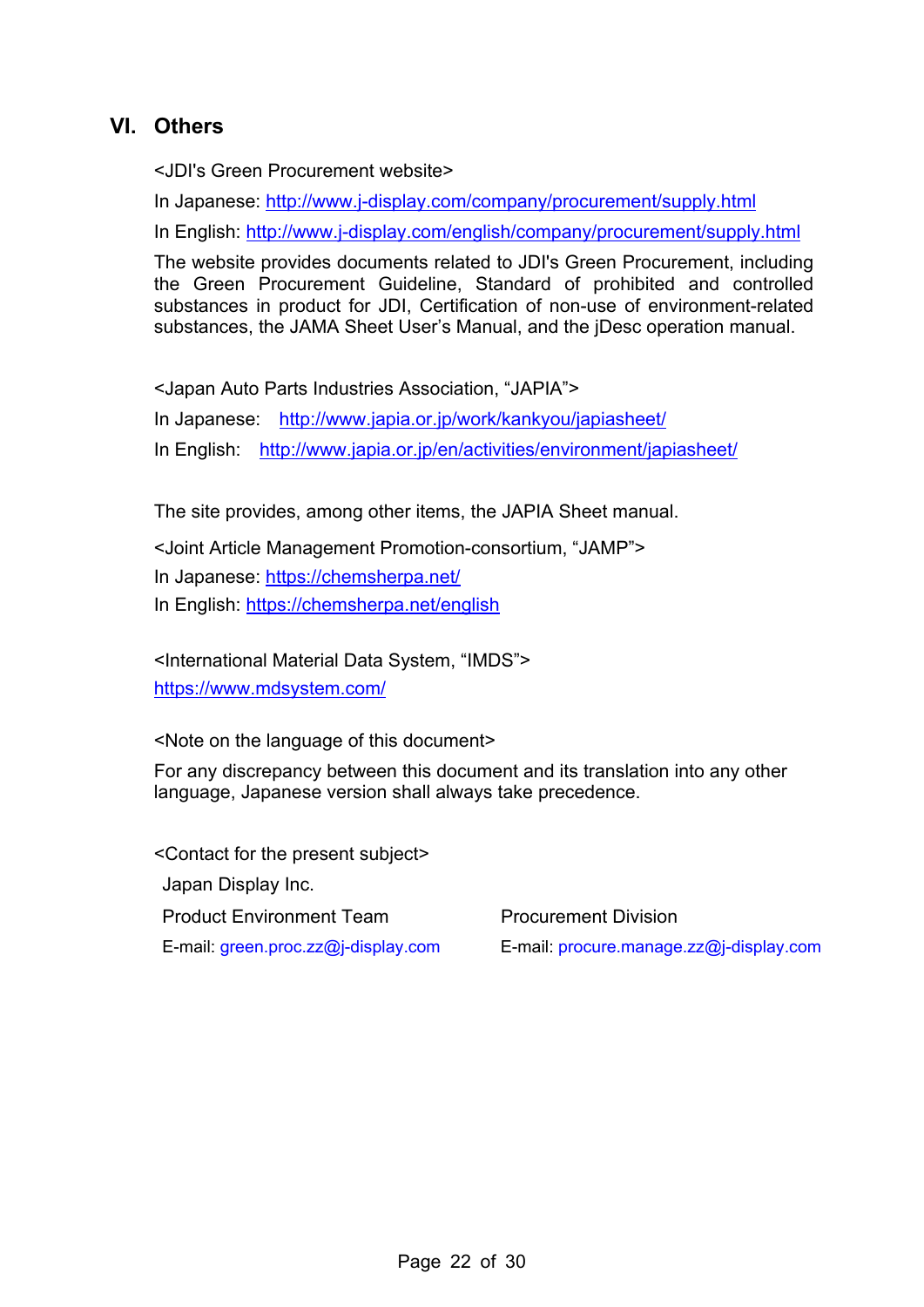## VI. Others

<JDI's Green Procurement website>

In Japanese: http://www.j-display.com/company/procurement/supply.html

In English: http://www.j-display.com/english/company/procurement/supply.html

The website provides documents related to JDI's Green Procurement, including the Green Procurement Guideline, Standard of prohibited and controlled substances in product for JDI, Certification of non-use of environment-related substances, the JAMA Sheet User's Manual, and the jDesc operation manual.

<Japan Auto Parts Industries Association, "JAPIA">

In Japanese: http://www.japia.or.jp/work/kankyou/japiasheet/

In English: http://www.japia.or.jp/en/activities/environment/japiasheet/

The site provides, among other items, the JAPIA Sheet manual.

<Joint Article Management Promotion-consortium, "JAMP">

In Japanese: https://chemsherpa.net/

In English: https://chemsherpa.net/english

<International Material Data System, "IMDS">

https://www.mdsystem.com/

<Note on the language of this document>

For any discrepancy between this document and its translation into any other language, Japanese version shall always take precedence.

<Contact for the present subject>

Japan Display Inc.

Product Environment Team
E-mail: green.proc.zz@j-display.com

Procurement Division
E-mail: procure.manage.zz@j-display.com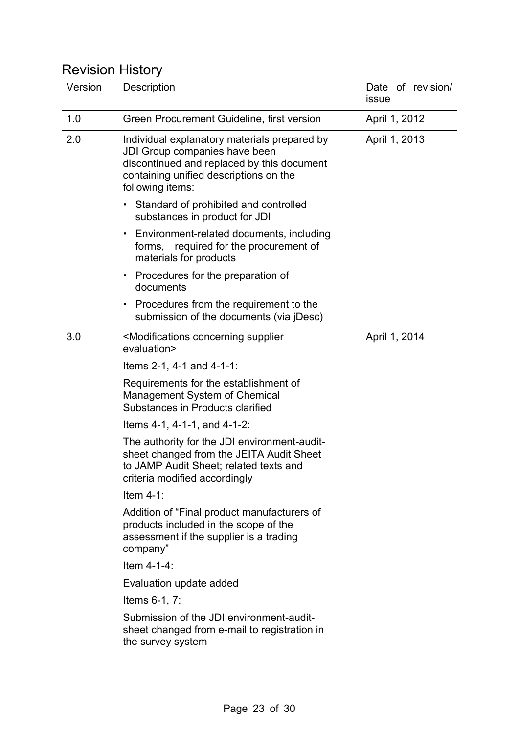## Revision History

| Version | Description | Date of revision/ issue |
|---|---|---|
| 1.0 | Green Procurement Guideline, first version | April 1, 2012 |
| 2.0 | Individual explanatory materials prepared by JDI Group companies have been discontinued and replaced by this document containing unified descriptions on the following items:<br>・ Standard of prohibited and controlled substances in product for JDI<br>・ Environment-related documents, including forms, required for the procurement of materials for products<br>・ Procedures for the preparation of documents<br>・ Procedures from the requirement to the submission of the documents (via jDesc) | April 1, 2013 |
| 3.0 | <Modifications concerning supplier evaluation><br>Items 2-1, 4-1 and 4-1-1:<br>Requirements for the establishment of Management System of Chemical Substances in Products clarified<br>Items 4-1, 4-1-1, and 4-1-2:<br>The authority for the JDI environment-audit-sheet changed from the JEITA Audit Sheet to JAMP Audit Sheet; related texts and criteria modified accordingly<br>Item 4-1:<br>Addition of "Final product manufacturers of products included in the scope of the assessment if the supplier is a trading company"<br>Item 4-1-4:<br>Evaluation update added<br>Items 6-1, 7:<br>Submission of the JDI environment-audit-sheet changed from e-mail to registration in the survey system | April 1, 2014 |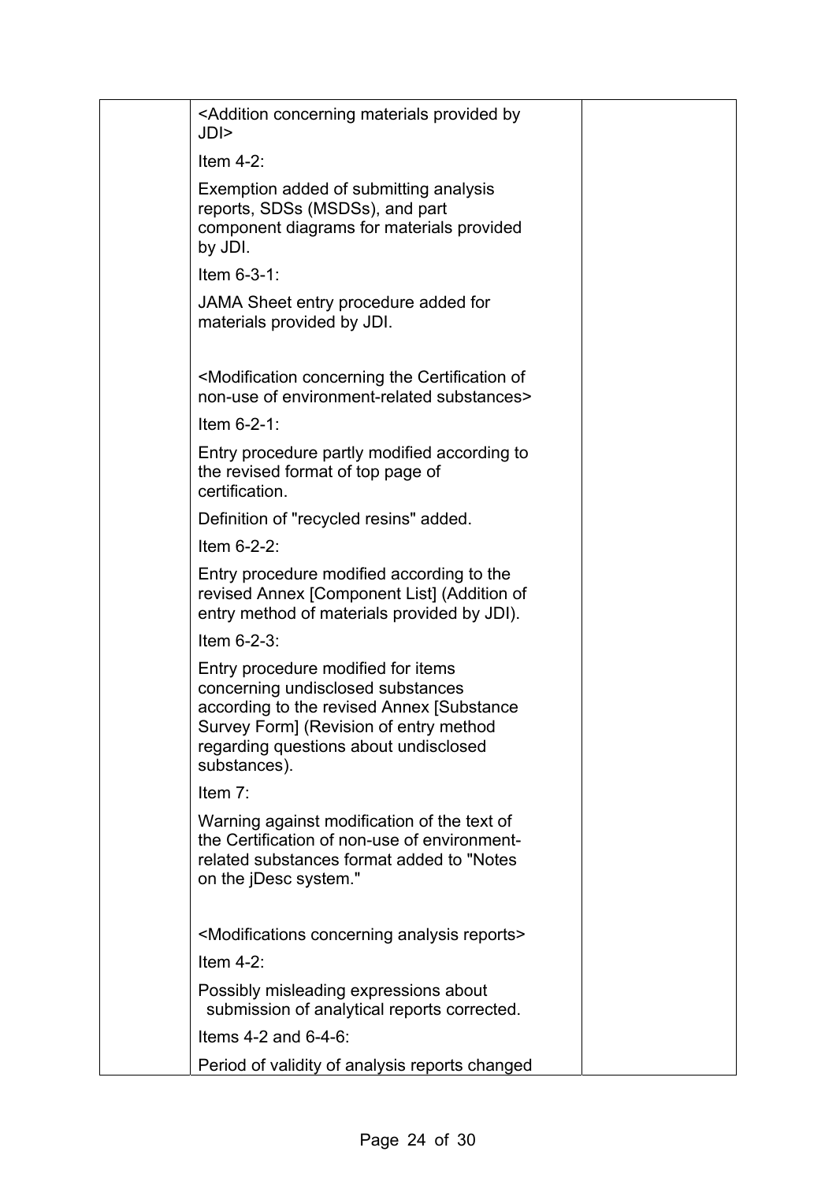| | | |
|---|---|---|
| | <Addition concerning materials provided by JDI><br><br>Item 4-2:<br><br>Exemption added of submitting analysis reports, SDSs (MSDSs), and part component diagrams for materials provided by JDI.<br><br>Item 6-3-1:<br><br>JAMA Sheet entry procedure added for materials provided by JDI.<br><br><br><Modification concerning the Certification of non-use of environment-related substances><br><br>Item 6-2-1:<br><br>Entry procedure partly modified according to the revised format of top page of certification.<br><br>Definition of "recycled resins" added.<br><br>Item 6-2-2:<br><br>Entry procedure modified according to the revised Annex [Component List] (Addition of entry method of materials provided by JDI).<br><br>Item 6-2-3:<br><br>Entry procedure modified for items concerning undisclosed substances according to the revised Annex [Substance Survey Form] (Revision of entry method regarding questions about undisclosed substances).<br><br>Item 7:<br><br>Warning against modification of the text of the Certification of non-use of environment-related substances format added to "Notes on the jDesc system."<br><br><br><Modifications concerning analysis reports><br><br>Item 4-2:<br><br>Possibly misleading expressions about submission of analytical reports corrected.<br><br>Items 4-2 and 6-4-6:<br><br>Period of validity of analysis reports changed | |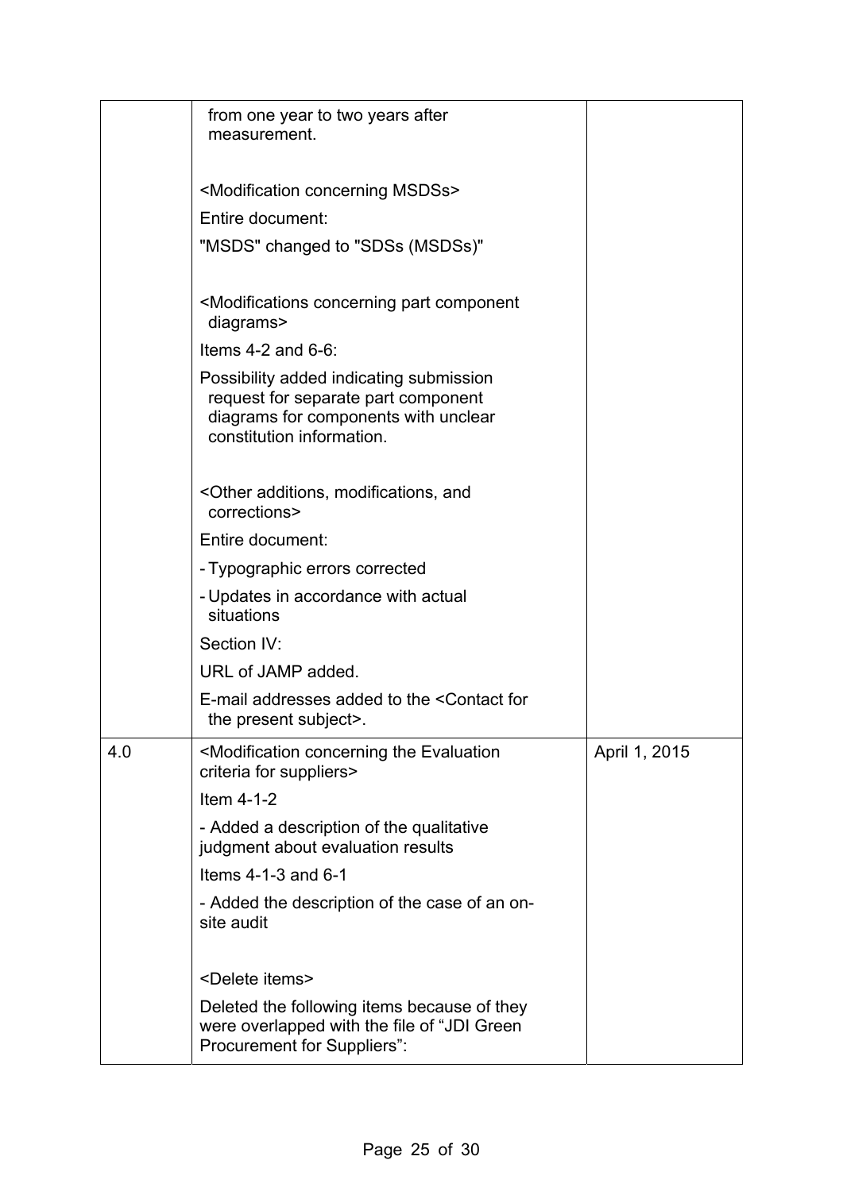| | | |
|---|---|---|
| | from one year to two years after measurement.<br><br><Modification concerning MSDSs><br>Entire document:<br>"MSDS" changed to "SDSs (MSDSs)"<br><br><Modifications concerning part component diagrams><br>Items 4-2 and 6-6:<br>Possibility added indicating submission request for separate part component diagrams for components with unclear constitution information.<br><br><Other additions, modifications, and corrections><br>Entire document:<br>- Typographic errors corrected<br>- Updates in accordance with actual situations<br>Section IV:<br>URL of JAMP added.<br>E-mail addresses added to the <Contact for the present subject>. | |
| 4.0 | <Modification concerning the Evaluation criteria for suppliers><br>Item 4-1-2<br>- Added a description of the qualitative judgment about evaluation results<br>Items 4-1-3 and 6-1<br>- Added the description of the case of an on-site audit<br><br><Delete items><br>Deleted the following items because of they were overlapped with the file of "JDI Green Procurement for Suppliers": | April 1, 2015 |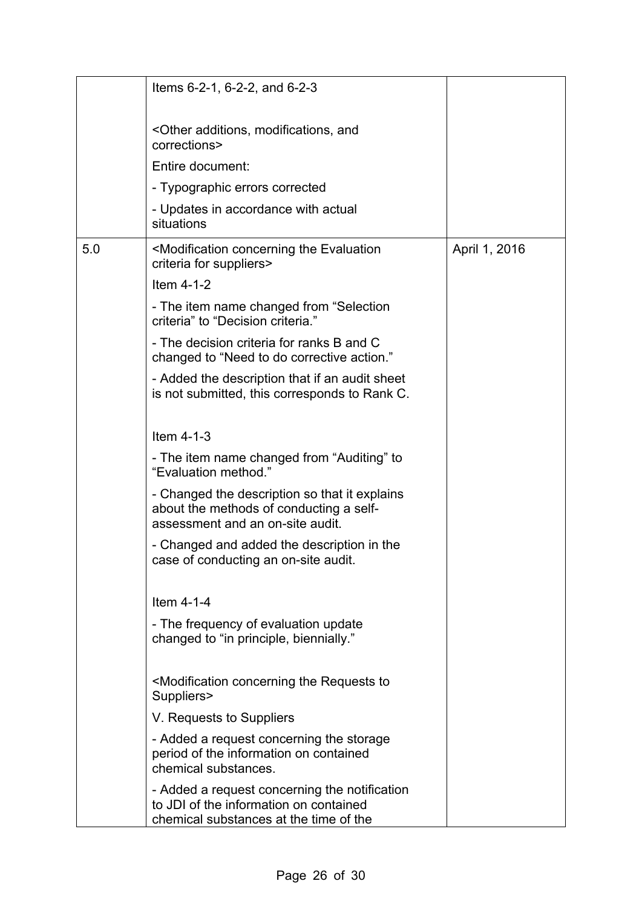| | | |
|---|---|---|
| | Items 6-2-1, 6-2-2, and 6-2-3<br><br><Other additions, modifications, and corrections><br>Entire document:<br>- Typographic errors corrected<br>- Updates in accordance with actual situations | |
| 5.0 | <Modification concerning the Evaluation criteria for suppliers><br>Item 4-1-2<br>- The item name changed from “Selection criteria” to “Decision criteria.”<br>- The decision criteria for ranks B and C changed to “Need to do corrective action.”<br>- Added the description that if an audit sheet is not submitted, this corresponds to Rank C.<br><br>Item 4-1-3<br>- The item name changed from “Auditing” to “Evaluation method.”<br>- Changed the description so that it explains about the methods of conducting a self-assessment and an on-site audit.<br>- Changed and added the description in the case of conducting an on-site audit.<br><br>Item 4-1-4<br>- The frequency of evaluation update changed to “in principle, biennially.”<br><br><Modification concerning the Requests to Suppliers><br>V. Requests to Suppliers<br>- Added a request concerning the storage period of the information on contained chemical substances.<br>- Added a request concerning the notification to JDI of the information on contained chemical substances at the time of the | April 1, 2016 |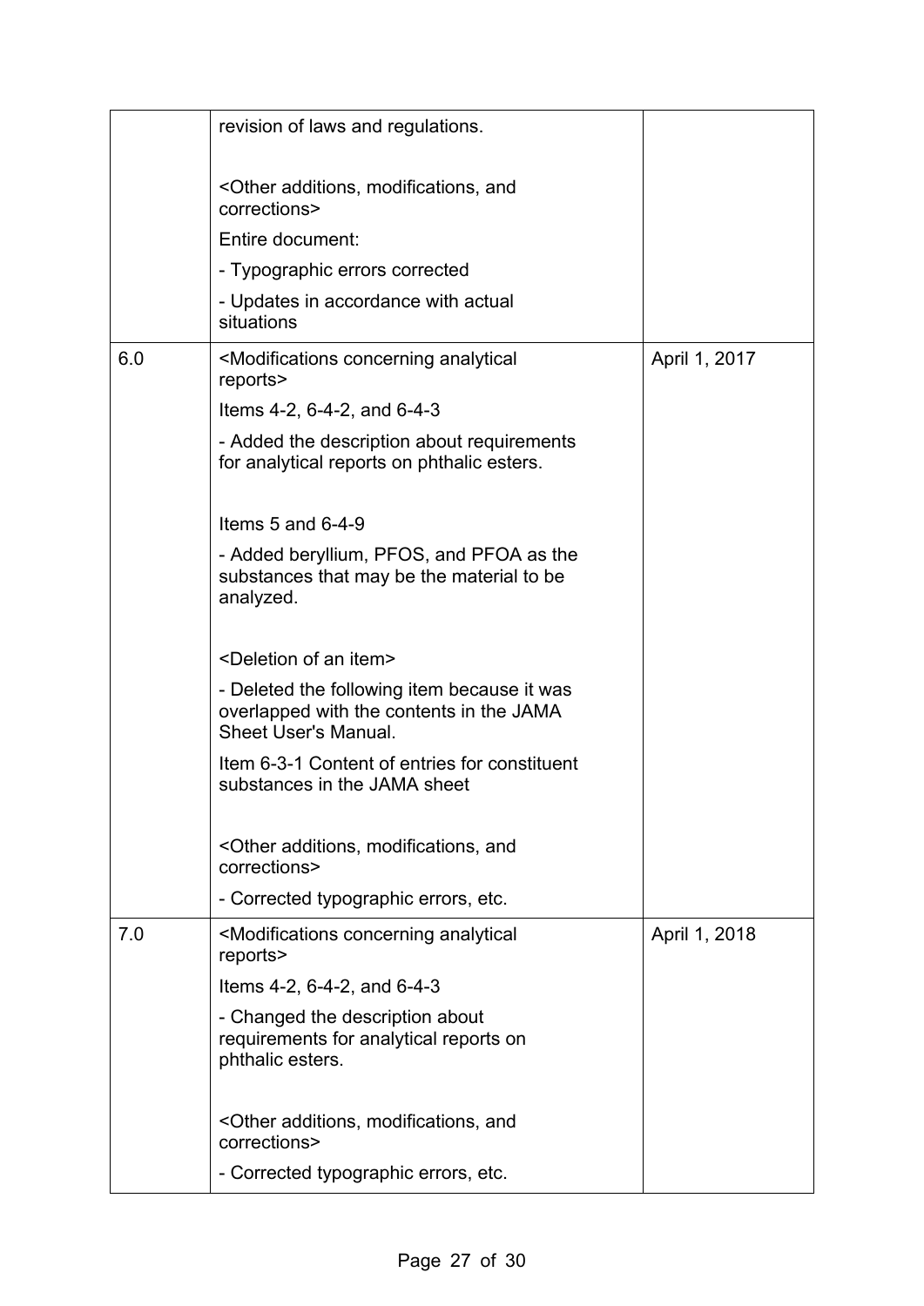|  |  |  |
| --- | --- | --- |
|  | revision of laws and regulations.<br><br>&lt;Other additions, modifications, and corrections&gt;<br>Entire document:<br>- Typographic errors corrected<br>- Updates in accordance with actual situations |  |
| 6.0 | &lt;Modifications concerning analytical reports&gt;<br>Items 4-2, 6-4-2, and 6-4-3<br>- Added the description about requirements for analytical reports on phthalic esters.<br><br>Items 5 and 6-4-9<br>- Added beryllium, PFOS, and PFOA as the substances that may be the material to be analyzed.<br><br>&lt;Deletion of an item&gt;<br>- Deleted the following item because it was overlapped with the contents in the JAMA Sheet User's Manual.<br>Item 6-3-1 Content of entries for constituent substances in the JAMA sheet<br><br>&lt;Other additions, modifications, and corrections&gt;<br>- Corrected typographic errors, etc. | April 1, 2017 |
| 7.0 | &lt;Modifications concerning analytical reports&gt;<br>Items 4-2, 6-4-2, and 6-4-3<br>- Changed the description about requirements for analytical reports on phthalic esters.<br><br>&lt;Other additions, modifications, and corrections&gt;<br>- Corrected typographic errors, etc. | April 1, 2018 |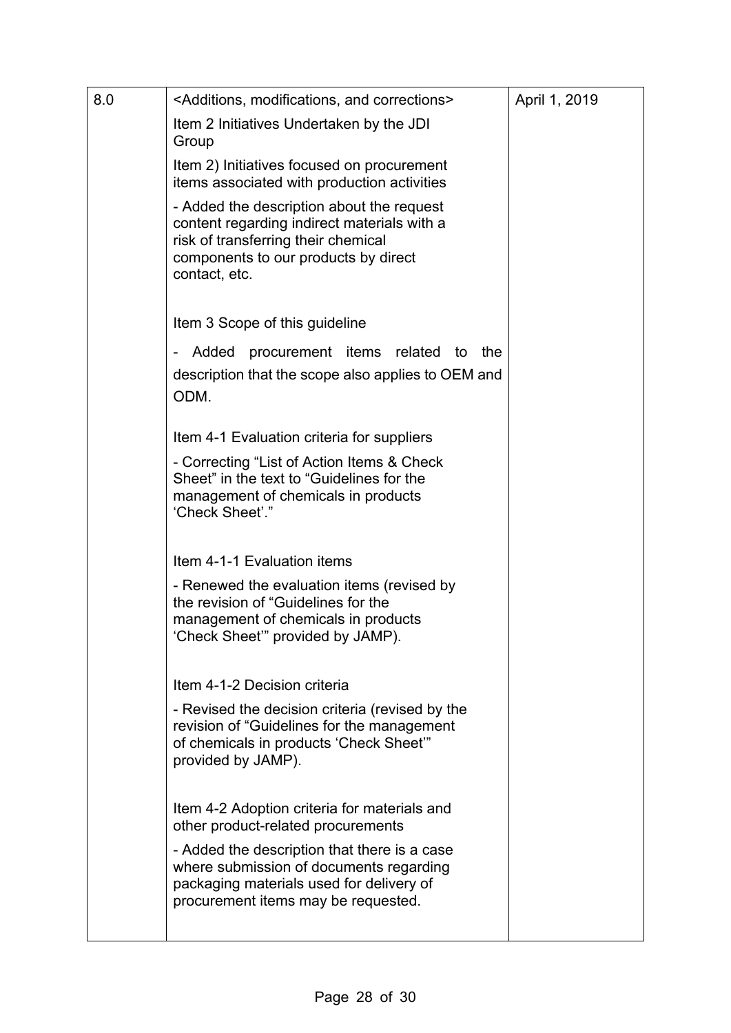| | | |
|---|---|---|
| 8.0 | <Additions, modifications, and corrections><br><br>Item 2 Initiatives Undertaken by the JDI Group<br><br>Item 2) Initiatives focused on procurement items associated with production activities<br><br>- Added the description about the request content regarding indirect materials with a risk of transferring their chemical components to our products by direct contact, etc.<br><br>Item 3 Scope of this guideline<br><br>- Added procurement items related to the description that the scope also applies to OEM and ODM.<br><br>Item 4-1 Evaluation criteria for suppliers<br><br>- Correcting "List of Action Items & Check Sheet" in the text to "Guidelines for the management of chemicals in products 'Check Sheet'."<br><br>Item 4-1-1 Evaluation items<br><br>- Renewed the evaluation items (revised by the revision of "Guidelines for the management of chemicals in products 'Check Sheet'" provided by JAMP).<br><br>Item 4-1-2 Decision criteria<br><br>- Revised the decision criteria (revised by the revision of "Guidelines for the management of chemicals in products 'Check Sheet'" provided by JAMP).<br><br>Item 4-2 Adoption criteria for materials and other product-related procurements<br><br>- Added the description that there is a case where submission of documents regarding packaging materials used for delivery of procurement items may be requested. | April 1, 2019 |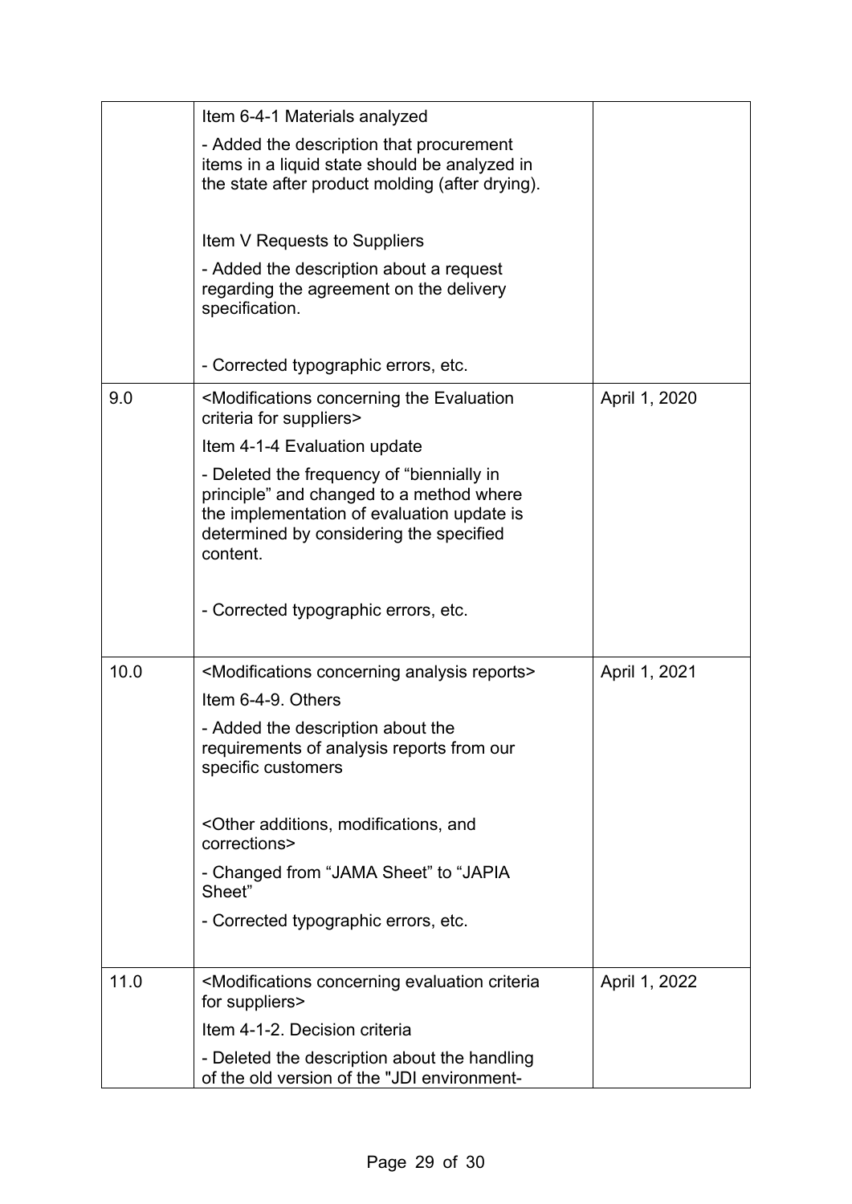| | | |
|---|---|---|
| | Item 6-4-1 Materials analyzed<br><br>- Added the description that procurement items in a liquid state should be analyzed in the state after product molding (after drying).<br><br>Item V Requests to Suppliers<br><br>- Added the description about a request regarding the agreement on the delivery specification.<br><br>- Corrected typographic errors, etc. | |
| 9.0 | <Modifications concerning the Evaluation criteria for suppliers><br><br>Item 4-1-4 Evaluation update<br><br>- Deleted the frequency of "biennially in principle" and changed to a method where the implementation of evaluation update is determined by considering the specified content.<br><br>- Corrected typographic errors, etc. | April 1, 2020 |
| 10.0 | <Modifications concerning analysis reports><br><br>Item 6-4-9. Others<br><br>- Added the description about the requirements of analysis reports from our specific customers<br><br><Other additions, modifications, and corrections><br><br>- Changed from "JAMA Sheet" to "JAPIA Sheet"<br><br>- Corrected typographic errors, etc. | April 1, 2021 |
| 11.0 | <Modifications concerning evaluation criteria for suppliers><br><br>Item 4-1-2. Decision criteria<br><br>- Deleted the description about the handling of the old version of the "JDI environment- | April 1, 2022 |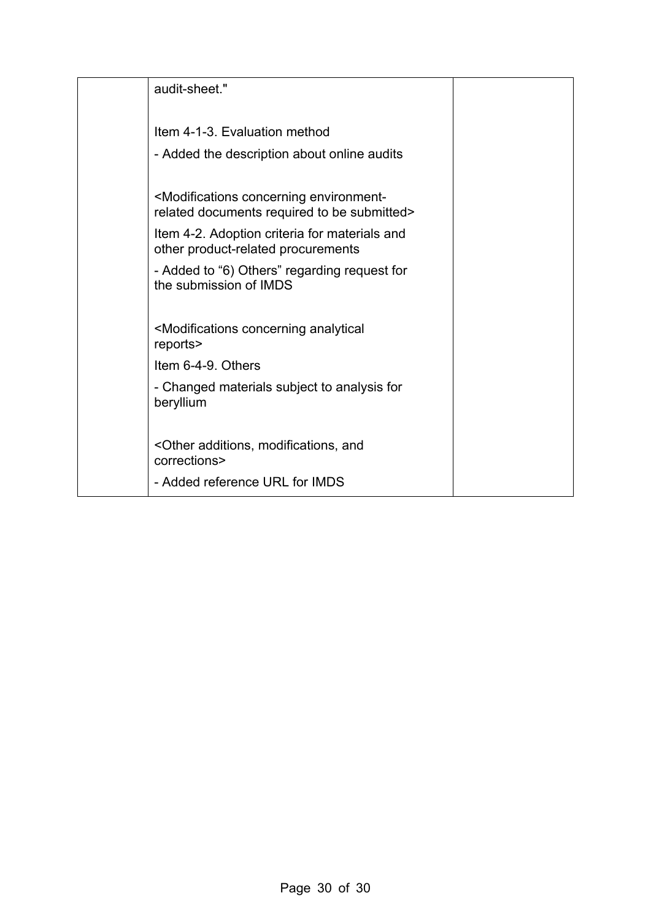| | | |
|---|---|---|
| | audit-sheet."<br><br>Item 4-1-3. Evaluation method<br><br>- Added the description about online audits<br><br><Modifications concerning environment-related documents required to be submitted><br><br>Item 4-2. Adoption criteria for materials and other product-related procurements<br><br>- Added to “6) Others” regarding request for the submission of IMDS<br><br><Modifications concerning analytical reports><br><br>Item 6-4-9. Others<br><br>- Changed materials subject to analysis for beryllium<br><br><Other additions, modifications, and corrections><br><br>- Added reference URL for IMDS | |